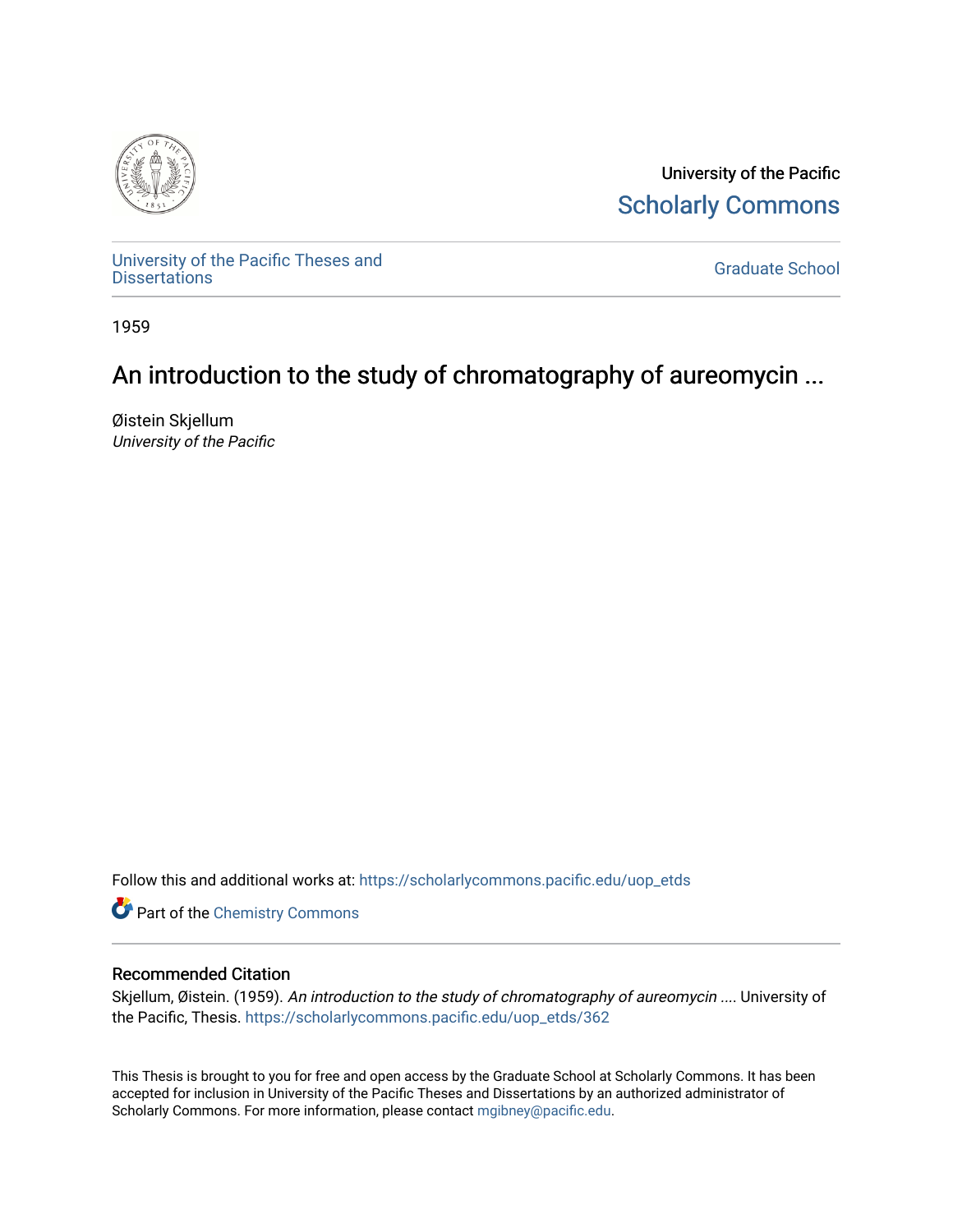University of the Pacific

Scholarly Commons

University of the Pacific Theses and Dissertations

Graduate School

1959

# An introduction to the study of chromatography of aureomycin ...

Øistein Skjellum
*University of the Pacific*

Follow this and additional works at: https://scholarlycommons.pacific.edu/uop_etds

Part of the Chemistry Commons

## Recommended Citation

Skjellum, Øistein. (1959). *An introduction to the study of chromatography of aureomycin ....* University of the Pacific, Thesis. https://scholarlycommons.pacific.edu/uop_etds/362

This Thesis is brought to you for free and open access by the Graduate School at Scholarly Commons. It has been accepted for inclusion in University of the Pacific Theses and Dissertations by an authorized administrator of Scholarly Commons. For more information, please contact mgibney@pacific.edu.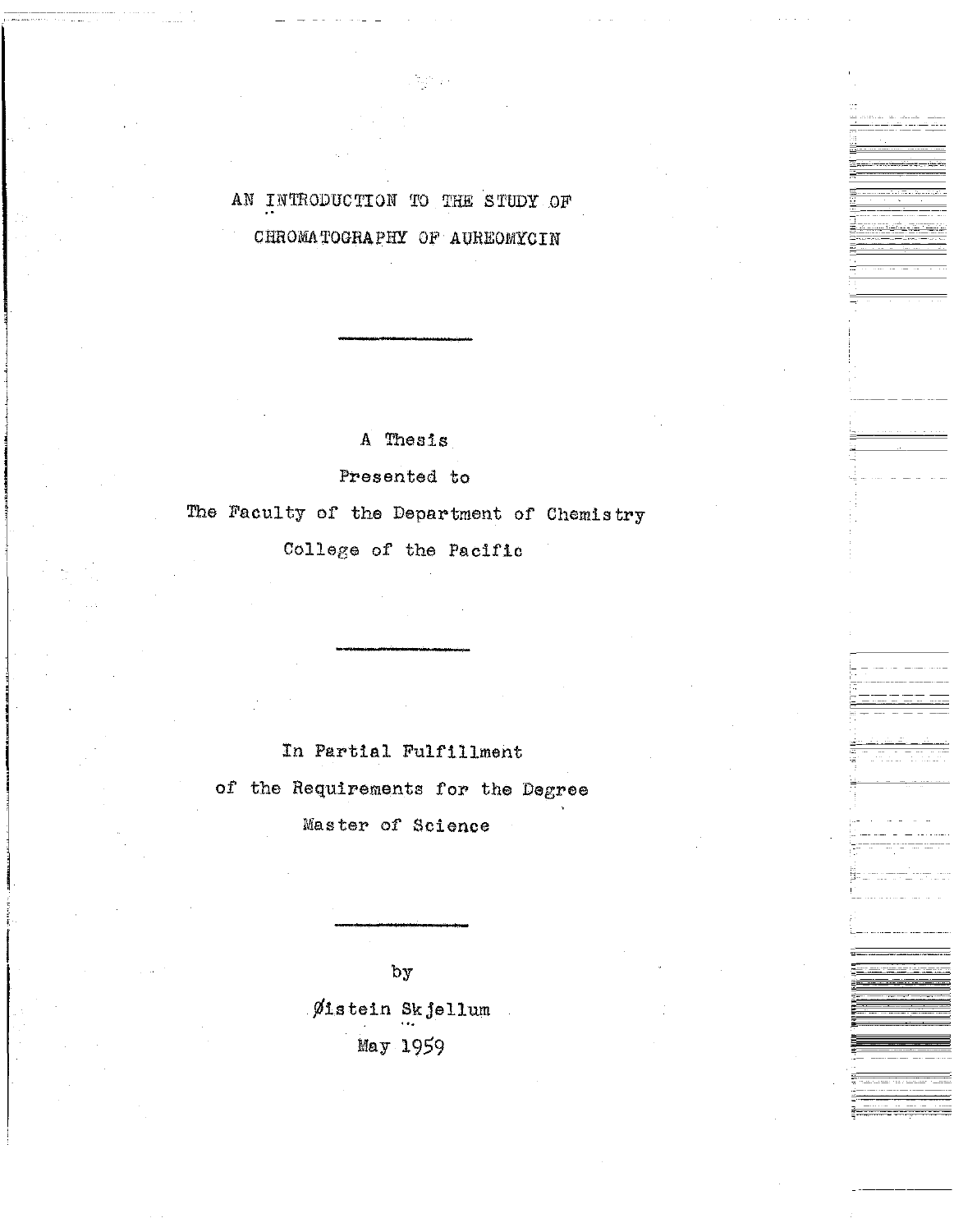# AN INTRODUCTION TO THE STUDY OF CHROMATOGRAPHY OF AUREOMYCIN

---

A Thesis

Presented to

The Faculty of the Department of Chemistry

College of the Pacific

---

In Partial Fulfillment

of the Requirements for the Degree

Master of Science

---

by

Øistein Skjellum

May 1959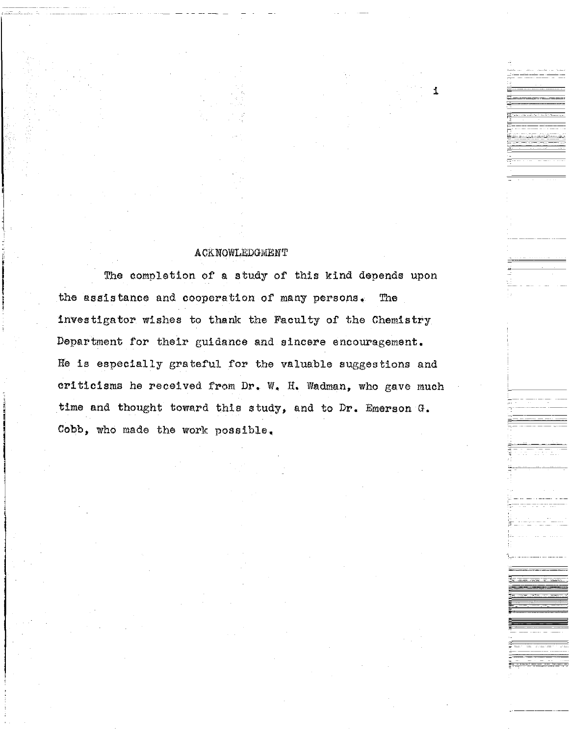## ACKNOWLEDGMENT

The completion of a study of this kind depends upon the assistance and cooperation of many persons. The investigator wishes to thank the Faculty of the Chemistry Department for their guidance and sincere encouragement. He is especially grateful for the valuable suggestions and criticisms he received from Dr. W. H. Wadman, who gave much time and thought toward this study, and to Dr. Emerson G. Cobb, who made the work possible.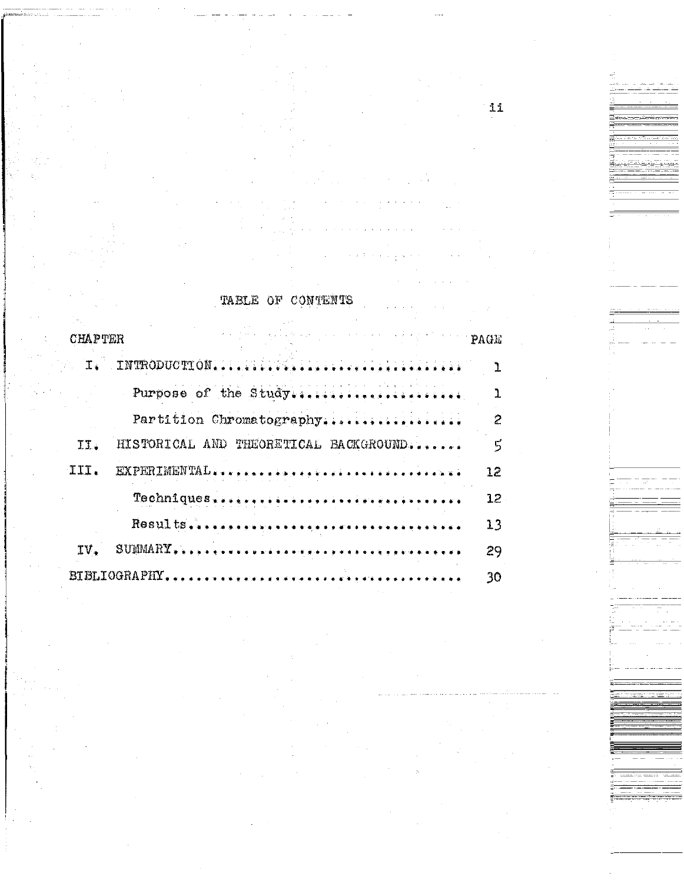# TABLE OF CONTENTS

| CHAPTER | | PAGE |
|---|---|---|
| I. | INTRODUCTION | 1 |
| | Purpose of the Study | 1 |
| | Partition Chromatography | 2 |
| II. | HISTORICAL AND THEORETICAL BACKGROUND | 5 |
| III. | EXPERIMENTAL | 12 |
| | Techniques | 12 |
| | Results | 13 |
| IV. | SUMMARY | 29 |
| BIBLIOGRAPHY | | 30 |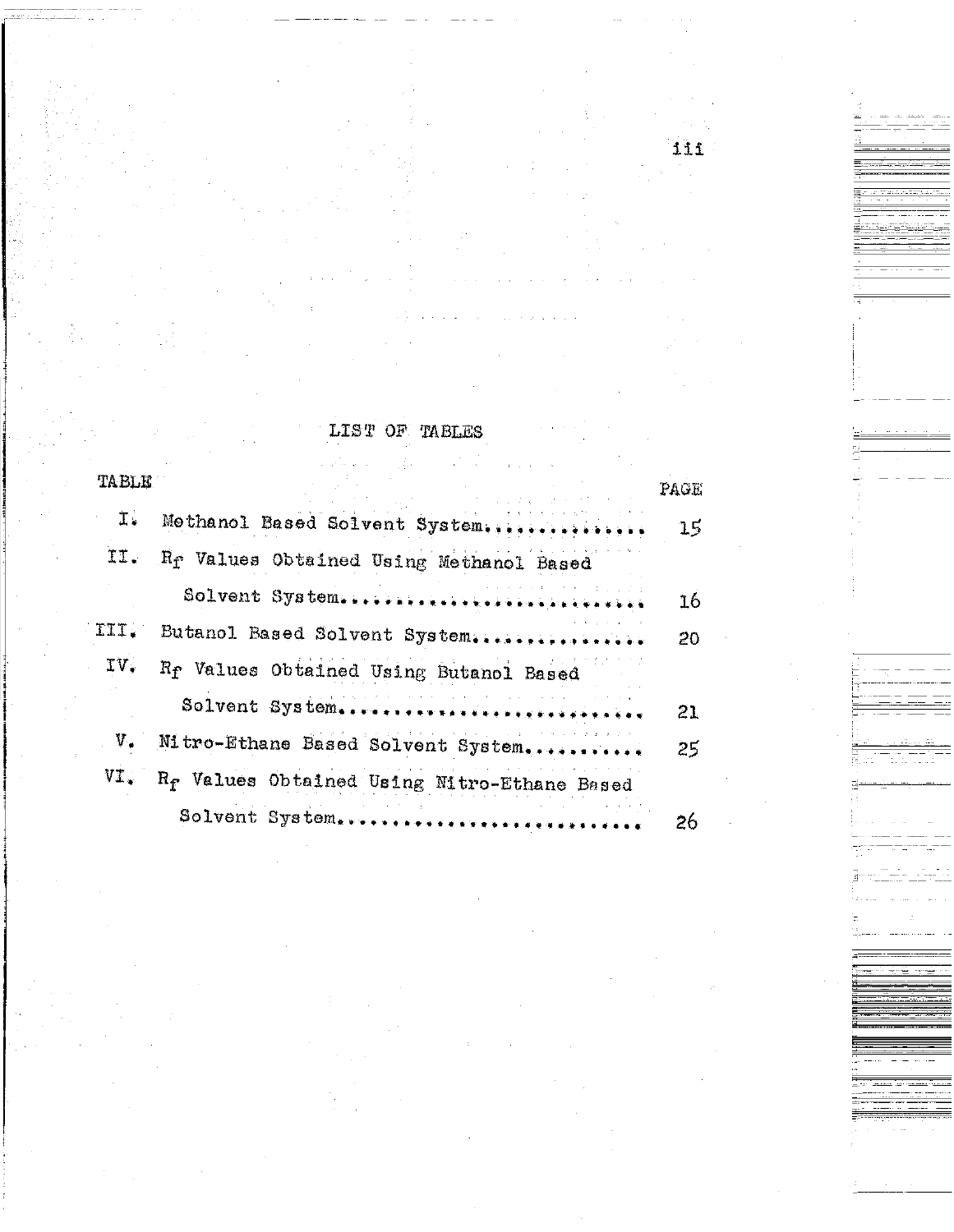# LIST OF TABLES

| TABLE | | PAGE |
|---|---|---|
| I. | Methanol Based Solvent System............... | 15 |
| II. | $R_f$ Values Obtained Using Methanol Based Solvent System.......................... | 16 |
| III. | Butanol Based Solvent System............... | 20 |
| IV. | $R_f$ Values Obtained Using Butanol Based Solvent System.......................... | 21 |
| V. | Nitro-Ethane Based Solvent System........... | 25 |
| VI. | $R_f$ Values Obtained Using Nitro-Ethane Based Solvent System.......................... | 26 |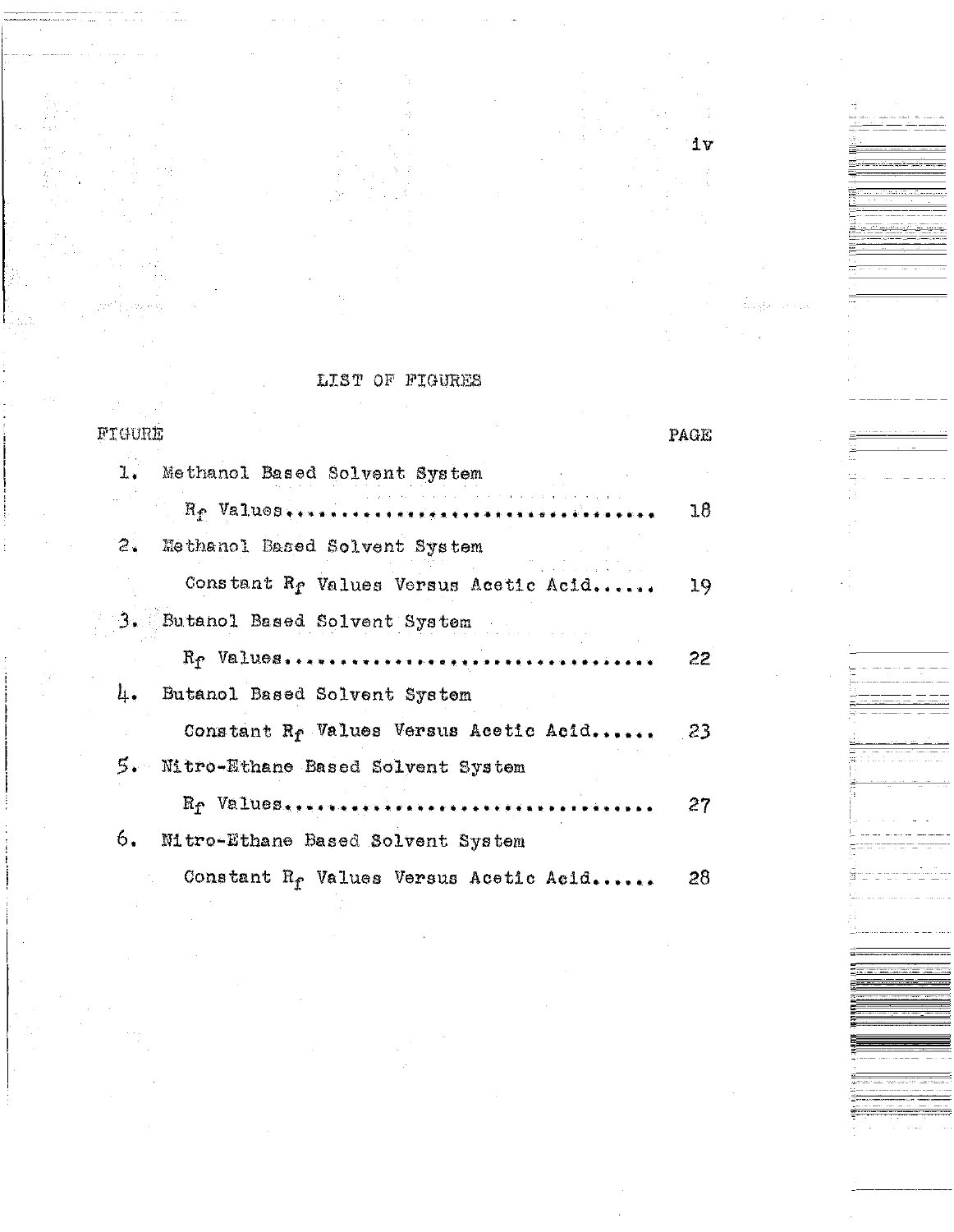# LIST OF FIGURES

| FIGURE | | PAGE |
|---|---|---|
| 1. | Methanol Based Solvent System $R_f$ Values | 18 |
| 2. | Methanol Based Solvent System Constant $R_f$ Values Versus Acetic Acid | 19 |
| 3. | Butanol Based Solvent System $R_f$ Values | 22 |
| 4. | Butanol Based Solvent System Constant $R_f$ Values Versus Acetic Acid | 23 |
| 5. | Nitro-Ethane Based Solvent System $R_f$ Values | 27 |
| 6. | Nitro-Ethane Based Solvent System Constant $R_f$ Values Versus Acetic Acid | 28 |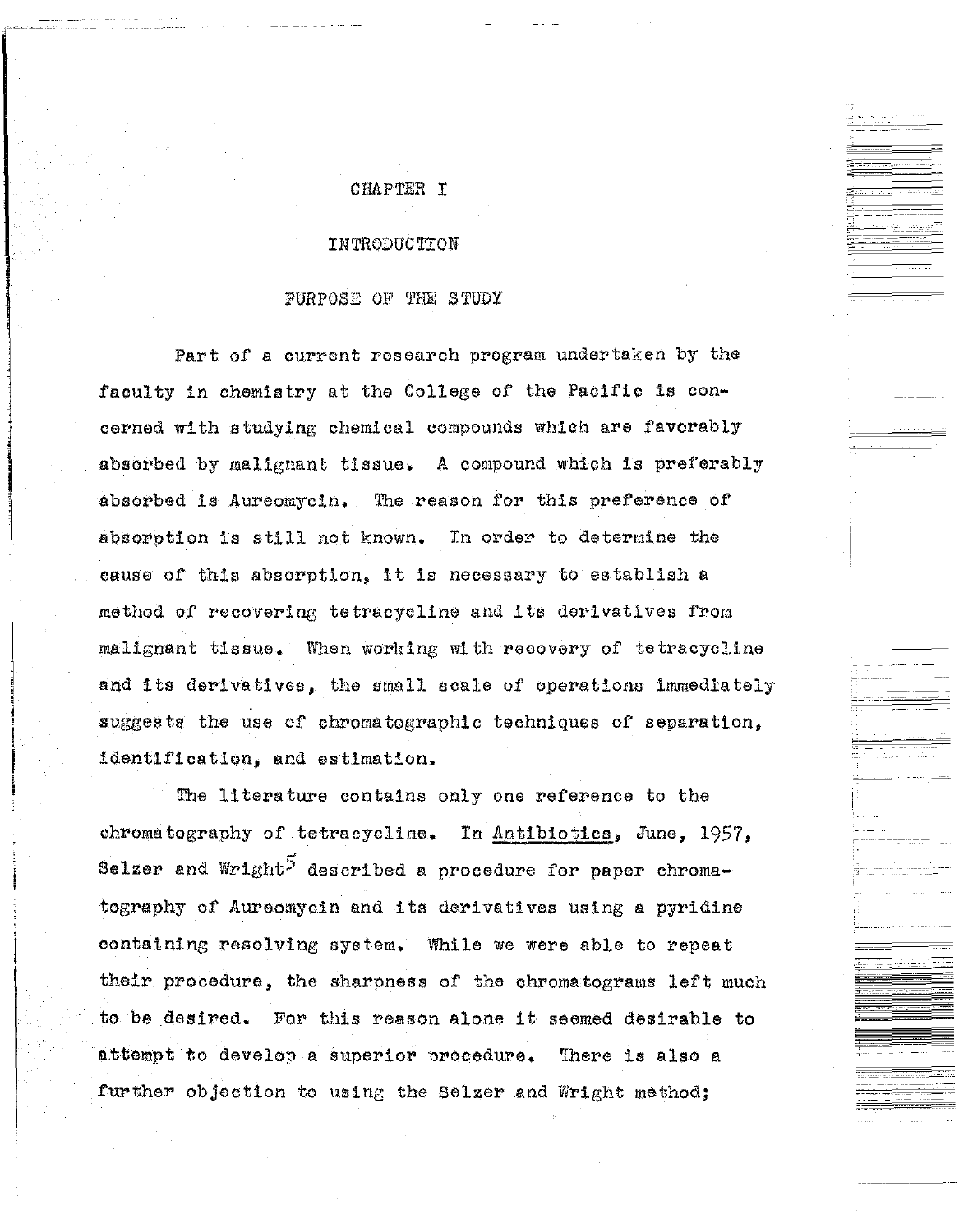# CHAPTER I

## INTRODUCTION

### PURPOSE OF THE STUDY

Part of a current research program undertaken by the faculty in chemistry at the College of the Pacific is concerned with studying chemical compounds which are favorably absorbed by malignant tissue. A compound which is preferably absorbed is Aureomycin. The reason for this preference of absorption is still not known. In order to determine the cause of this absorption, it is necessary to establish a method of recovering tetracycline and its derivatives from malignant tissue. When working with recovery of tetracycline and its derivatives, the small scale of operations immediately suggests the use of chromatographic techniques of separation, identification, and estimation.

The literature contains only one reference to the chromatography of tetracycline. In Antibiotics, June, 1957, Selzer and Wright[5] described a procedure for paper chromatography of Aureomycin and its derivatives using a pyridine containing resolving system. While we were able to repeat their procedure, the sharpness of the chromatograms left much to be desired. For this reason alone it seemed desirable to attempt to develop a superior procedure. There is also a further objection to using the Selzer and Wright method;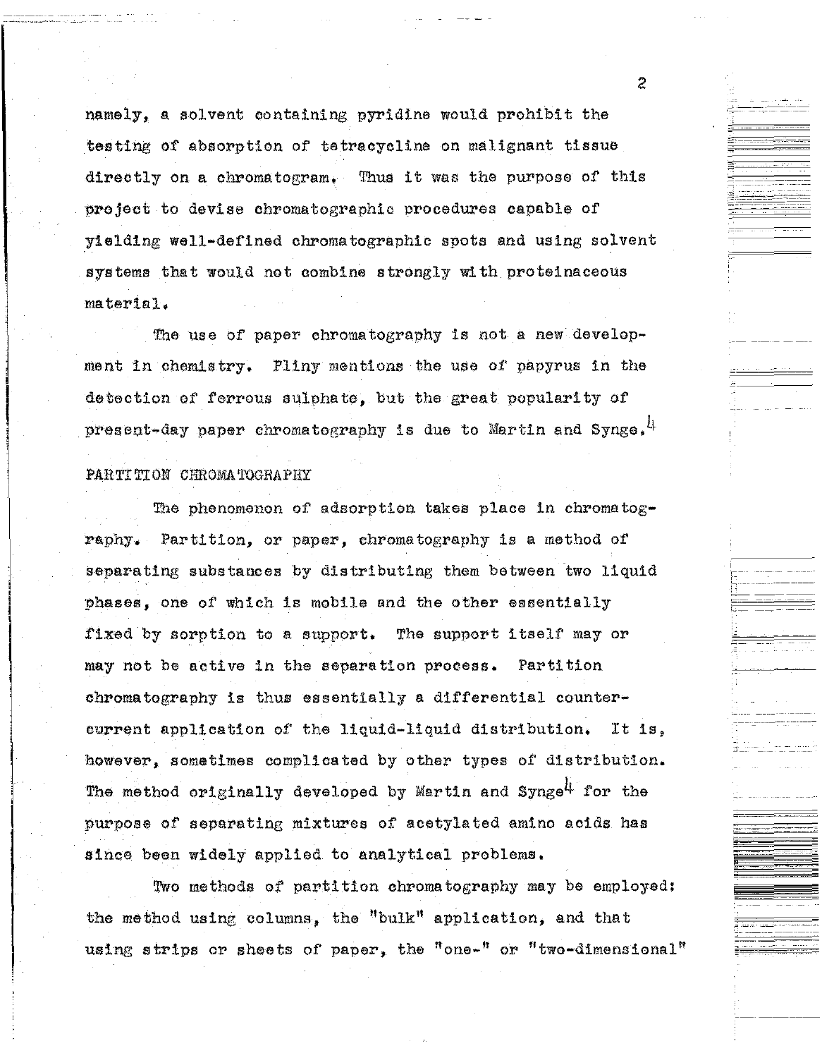namely, a solvent containing pyridine would prohibit the testing of absorption of tetracycline on malignant tissue directly on a chromatogram. Thus it was the purpose of this project to devise chromatographic procedures capable of yielding well-defined chromatographic spots and using solvent systems that would not combine strongly with proteinaceous material.

The use of paper chromatography is not a new development in chemistry. Pliny mentions the use of papyrus in the detection of ferrous sulphate, but the great popularity of present-day paper chromatography is due to Martin and Synge.[4]

## PARTITION CHROMATOGRAPHY

The phenomenon of adsorption takes place in chromatography. Partition, or paper, chromatography is a method of separating substances by distributing them between two liquid phases, one of which is mobile and the other essentially fixed by sorption to a support. The support itself may or may not be active in the separation process. Partition chromatography is thus essentially a differential countercurrent application of the liquid-liquid distribution. It is, however, sometimes complicated by other types of distribution. The method originally developed by Martin and Synge[4] for the purpose of separating mixtures of acetylated amino acids has since been widely applied to analytical problems.

Two methods of partition chromatography may be employed: the method using columns, the "bulk" application, and that using strips or sheets of paper, the "one-" or "two-dimensional"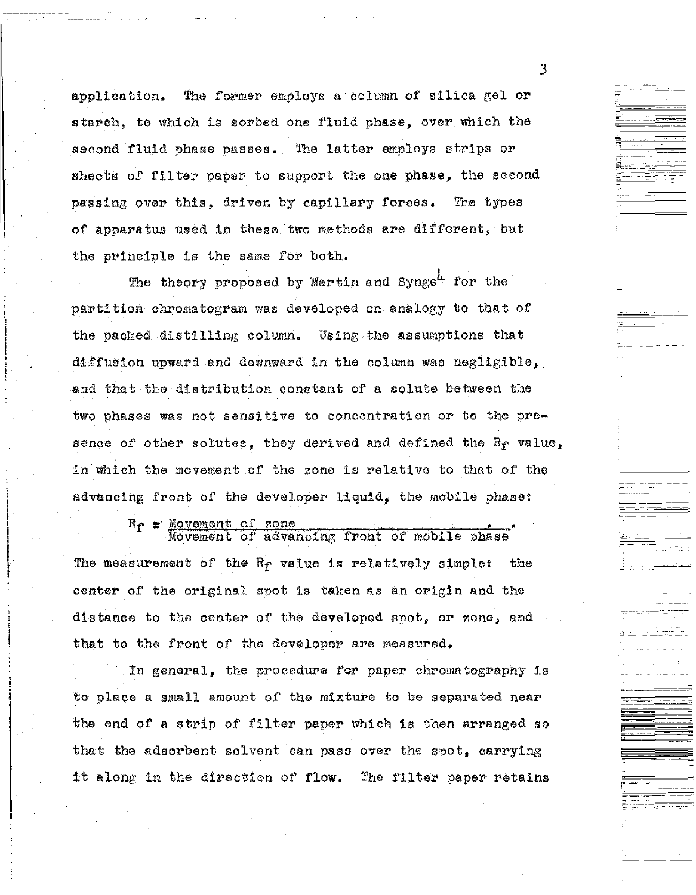application. The former employs a column of silica gel or starch, to which is sorbed one fluid phase, over which the second fluid phase passes. The latter employs strips or sheets of filter paper to support the one phase, the second passing over this, driven by capillary forces. The types of apparatus used in these two methods are different, but the principle is the same for both.

The theory proposed by Martin and Synge[4] for the partition chromatogram was developed on analogy to that of the packed distilling column. Using the assumptions that diffusion upward and downward in the column was negligible, and that the distribution constant of a solute between the two phases was not sensitive to concentration or to the presence of other solutes, they derived and defined the $R_f$ value, in which the movement of the zone is relative to that of the advancing front of the developer liquid, the mobile phase:

$$R_f = \frac{\text{Movement of zone}}{\text{Movement of advancing front of mobile phase}}.$$

The measurement of the $R_f$ value is relatively simple: the center of the original spot is taken as an origin and the distance to the center of the developed spot, or zone, and that to the front of the developer are measured.

In general, the procedure for paper chromatography is to place a small amount of the mixture to be separated near the end of a strip of filter paper which is then arranged so that the adsorbent solvent can pass over the spot, carrying it along in the direction of flow. The filter paper retains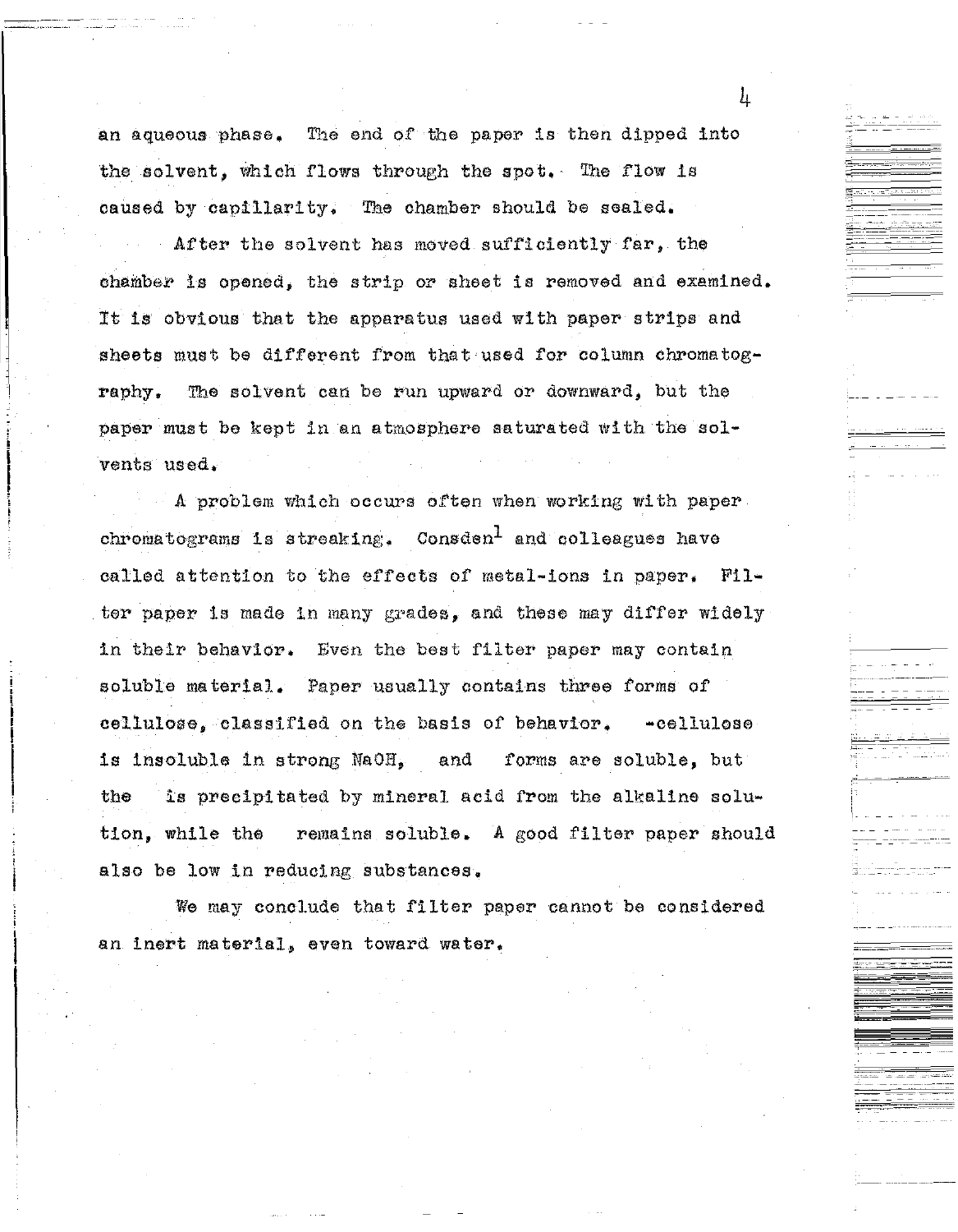an aqueous phase. The end of the paper is then dipped into the solvent, which flows through the spot. The flow is caused by capillarity. The chamber should be sealed.

After the solvent has moved sufficiently far, the chamber is opened, the strip or sheet is removed and examined. It is obvious that the apparatus used with paper strips and sheets must be different from that used for column chromatography. The solvent can be run upward or downward, but the paper must be kept in an atmosphere saturated with the solvents used.

A problem which occurs often when working with paper chromatograms is streaking. Consden[1] and colleagues have called attention to the effects of metal-ions in paper. Filter paper is made in many grades, and these may differ widely in their behavior. Even the best filter paper may contain soluble material. Paper usually contains three forms of cellulose, classified on the basis of behavior. -cellulose is insoluble in strong NaOH, and forms are soluble, but the is precipitated by mineral acid from the alkaline solution, while the remains soluble. A good filter paper should also be low in reducing substances.

We may conclude that filter paper cannot be considered an inert material, even toward water.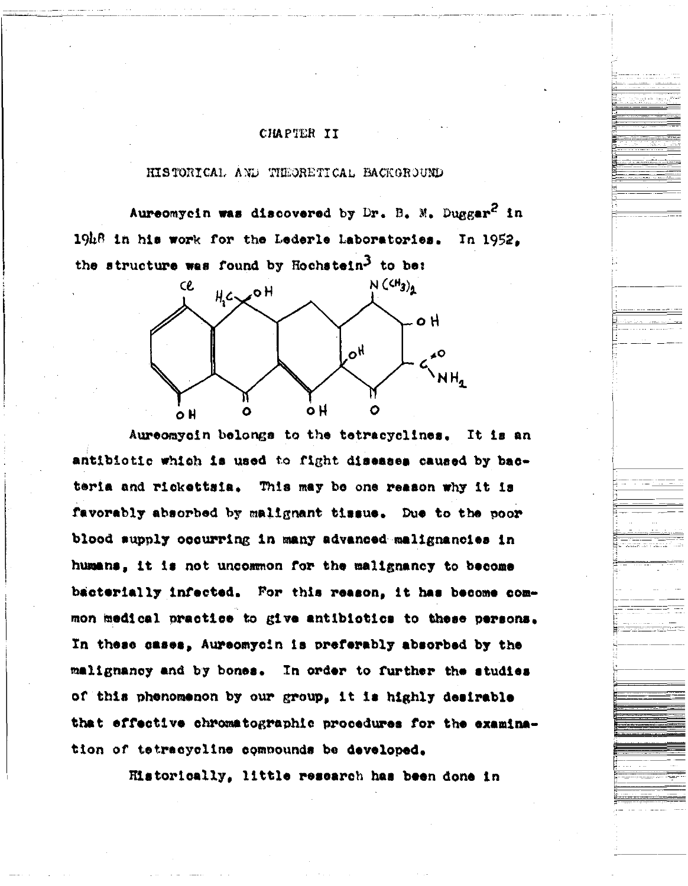## CHAPTER II

### HISTORICAL AND THEORETICAL BACKGROUND

Aureomycin was discovered by Dr. B. M. Duggar[2] in 1948 in his work for the Lederle Laboratories. In 1952, the structure was found by Hochstein[3] to be:

Aureomycin belongs to the tetracyclines. It is an antibiotic which is used to fight diseases caused by bacteria and rickettsia. This may be one reason why it is favorably absorbed by malignant tissue. Due to the poor blood supply occurring in many advanced malignancies in humans, it is not uncommon for the malignancy to become bacterially infected. For this reason, it has become common medical practice to give antibiotics to these persons. In these cases, Aureomycin is preferably absorbed by the malignancy and by bones. In order to further the studies of this phenomenon by our group, it is highly desirable that effective chromatographic procedures for the examination of tetracycline compounds be developed.

Historically, little research has been done in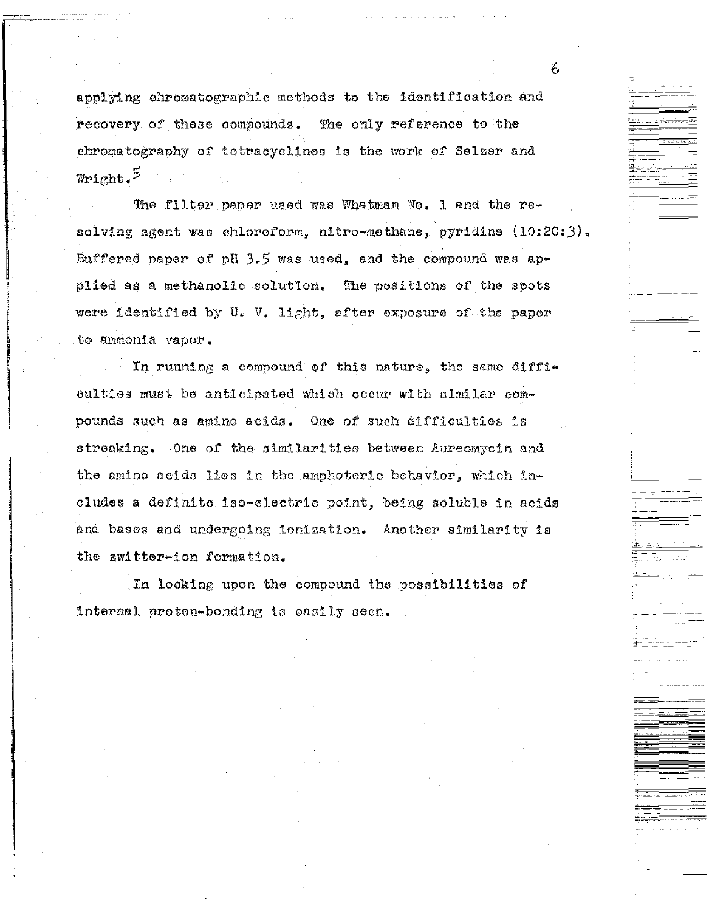applying chromatographic methods to the identification and recovery of these compounds. The only reference to the chromatography of tetracyclines is the work of Selzer and Wright.[5]

The filter paper used was Whatman No. 1 and the resolving agent was chloroform, nitro-methane, pyridine (10:20:3). Buffered paper of pH 3.5 was used, and the compound was applied as a methanolic solution. The positions of the spots were identified by U. V. light, after exposure of the paper to ammonia vapor.

In running a compound of this nature, the same difficulties must be anticipated which occur with similar compounds such as amino acids. One of such difficulties is streaking. One of the similarities between Aureomycin and the amino acids lies in the amphoteric behavior, which includes a definite iso-electric point, being soluble in acids and bases and undergoing ionization. Another similarity is the zwitter-ion formation.

In looking upon the compound the possibilities of internal proton-bonding is easily seen.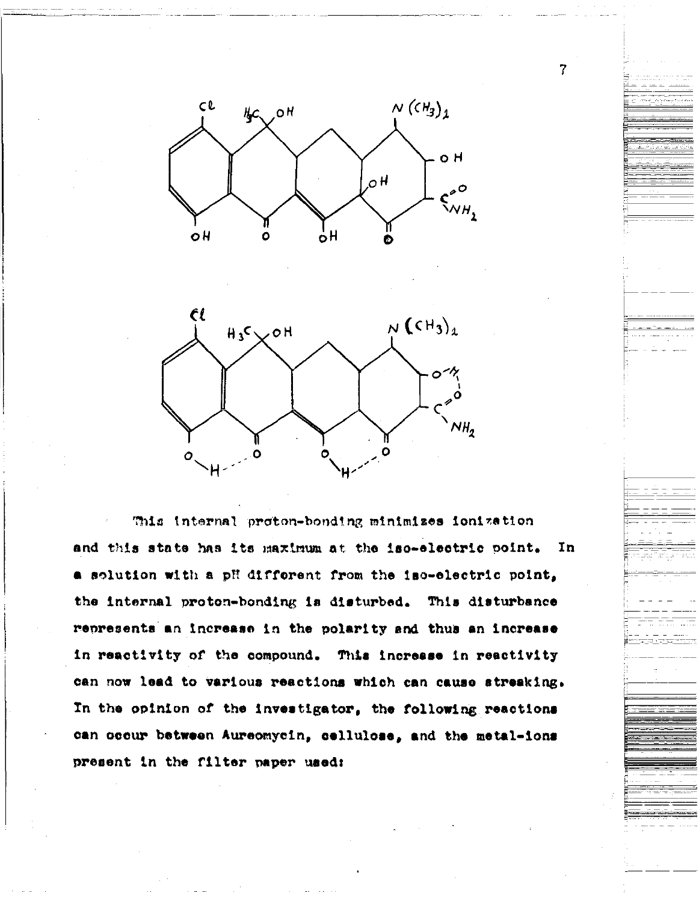This internal proton-bonding minimizes ionization and this state has its maximum at the iso-electric point. In a solution with a pH different from the iso-electric point, the internal proton-bonding is disturbed. This disturbance represents an increase in the polarity and thus an increase in reactivity of the compound. This increase in reactivity can now lead to various reactions which can cause streaking. In the opinion of the investigator, the following reactions can occur between Aureomycin, cellulose, and the metal-ions present in the filter paper used: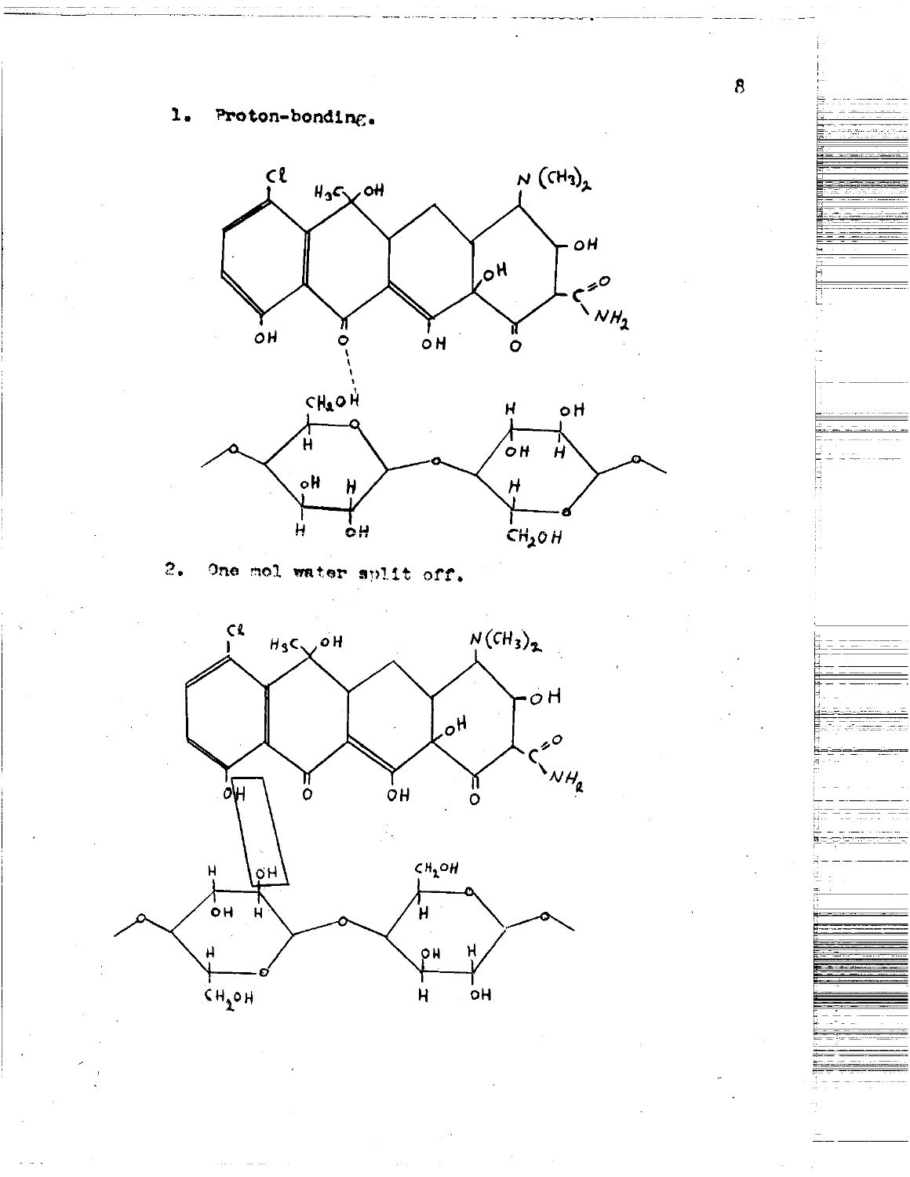1. Proton-bonding.

2. One mol water split off.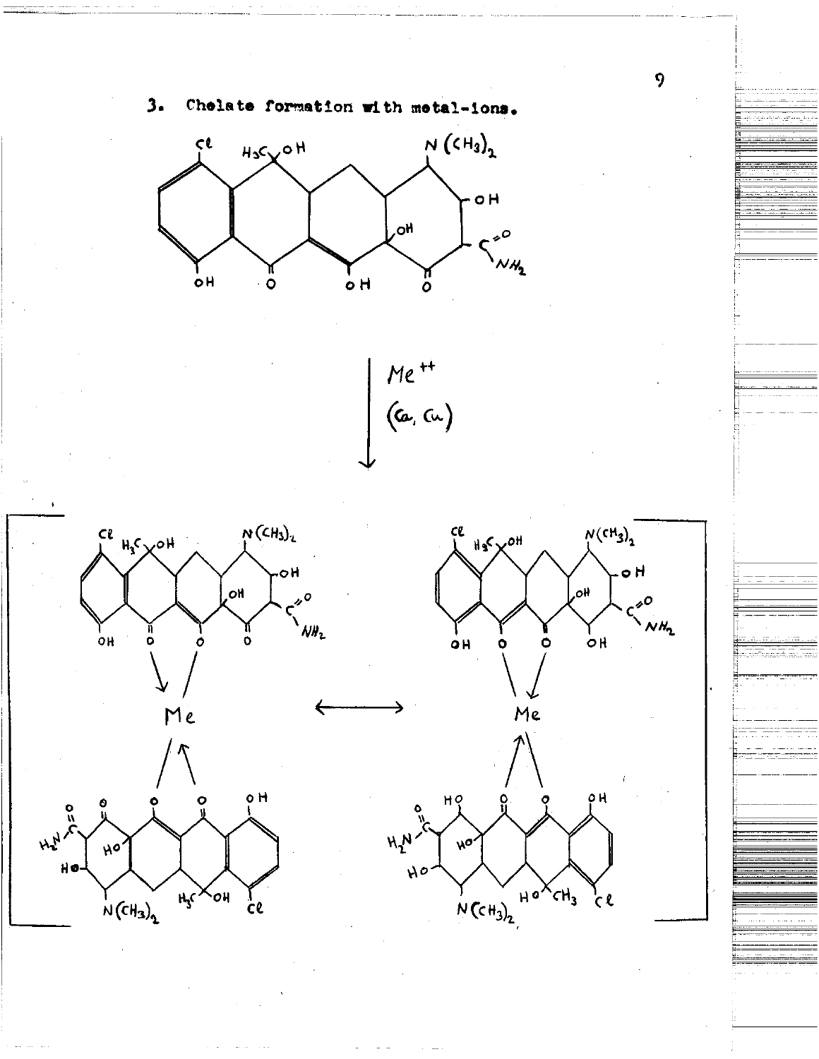## 3. Chelate formation with metal-ions.

$Me^{++}$

$(Ca, Cu)$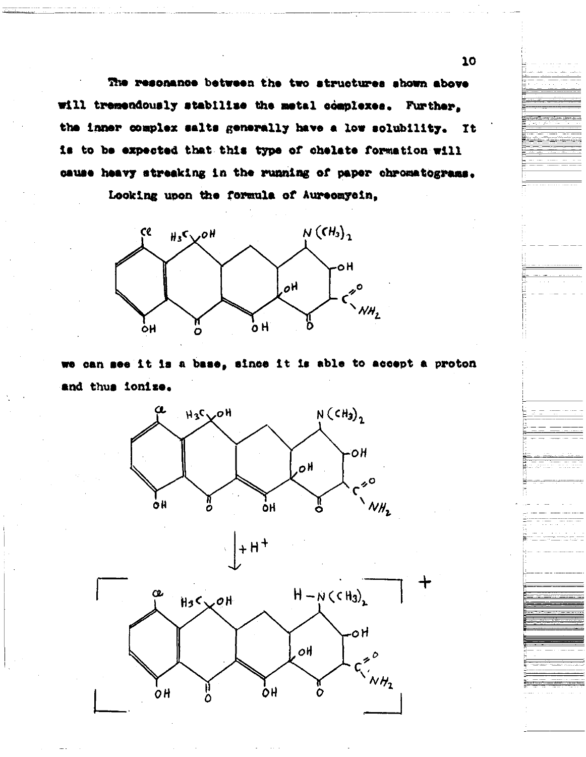The resonance between the two structures shown above will tremendously stabilize the metal complexes. Further, the inner complex salts generally have a low solubility. It is to be expected that this type of chelate formation will cause heavy streaking in the running of paper chromatograms.

Looking upon the formula of Aureomycin,

we can see it is a base, since it is able to accept a proton and thus ionize.

$$\downarrow + H^+$$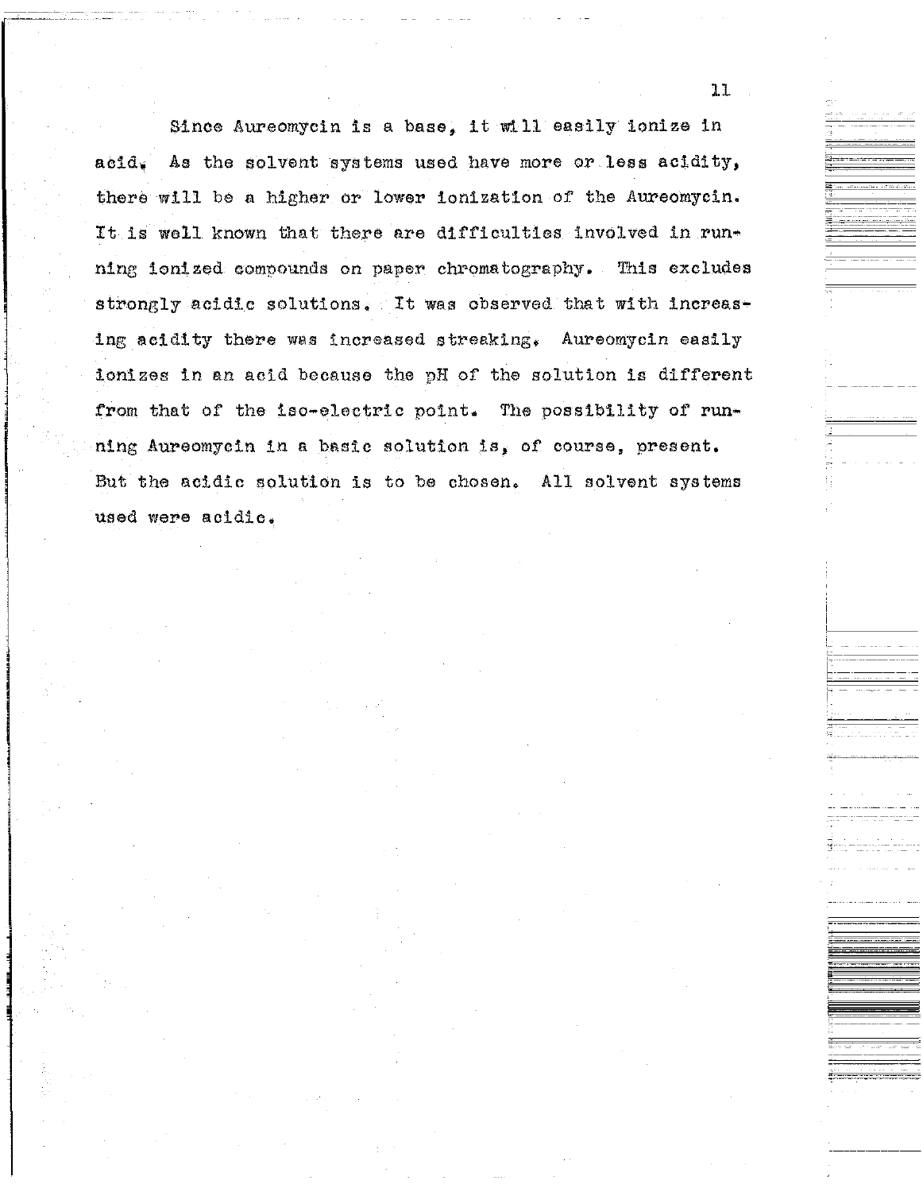Since Aureomycin is a base, it will easily ionize in acid. As the solvent systems used have more or less acidity, there will be a higher or lower ionization of the Aureomycin. It is well known that there are difficulties involved in running ionized compounds on paper chromatography. This excludes strongly acidic solutions. It was observed that with increasing acidity there was increased streaking. Aureomycin easily ionizes in an acid because the pH of the solution is different from that of the iso-electric point. The possibility of running Aureomycin in a basic solution is, of course, present. But the acidic solution is to be chosen. All solvent systems used were acidic.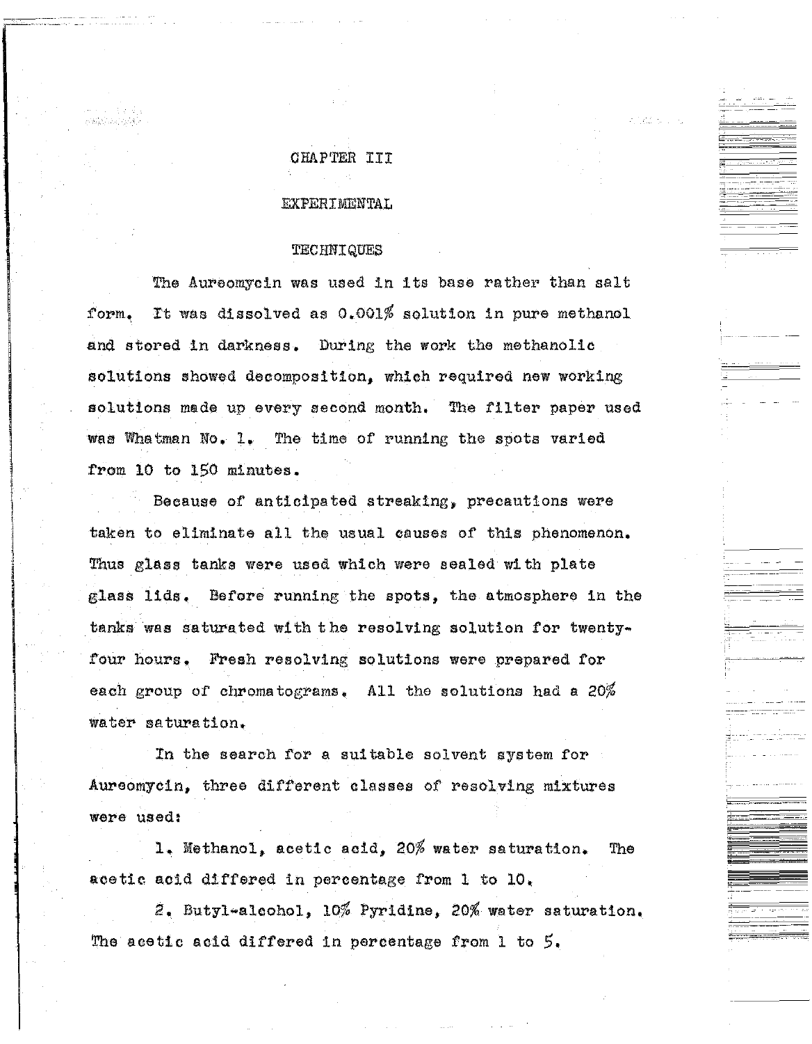# CHAPTER III

## EXPERIMENTAL

### TECHNIQUES

The Aureomycin was used in its base rather than salt form. It was dissolved as 0.001% solution in pure methanol and stored in darkness. During the work the methanolic solutions showed decomposition, which required new working solutions made up every second month. The filter paper used was Whatman No. 1. The time of running the spots varied from 10 to 150 minutes.

Because of anticipated streaking, precautions were taken to eliminate all the usual causes of this phenomenon. Thus glass tanks were used which were sealed with plate glass lids. Before running the spots, the atmosphere in the tanks was saturated with the resolving solution for twenty-four hours. Fresh resolving solutions were prepared for each group of chromatograms. All the solutions had a 20% water saturation.

In the search for a suitable solvent system for Aureomycin, three different classes of resolving mixtures were used:

1. Methanol, acetic acid, 20% water saturation. The acetic acid differed in percentage from 1 to 10.

2. Butyl-alcohol, 10% Pyridine, 20% water saturation. The acetic acid differed in percentage from 1 to 5.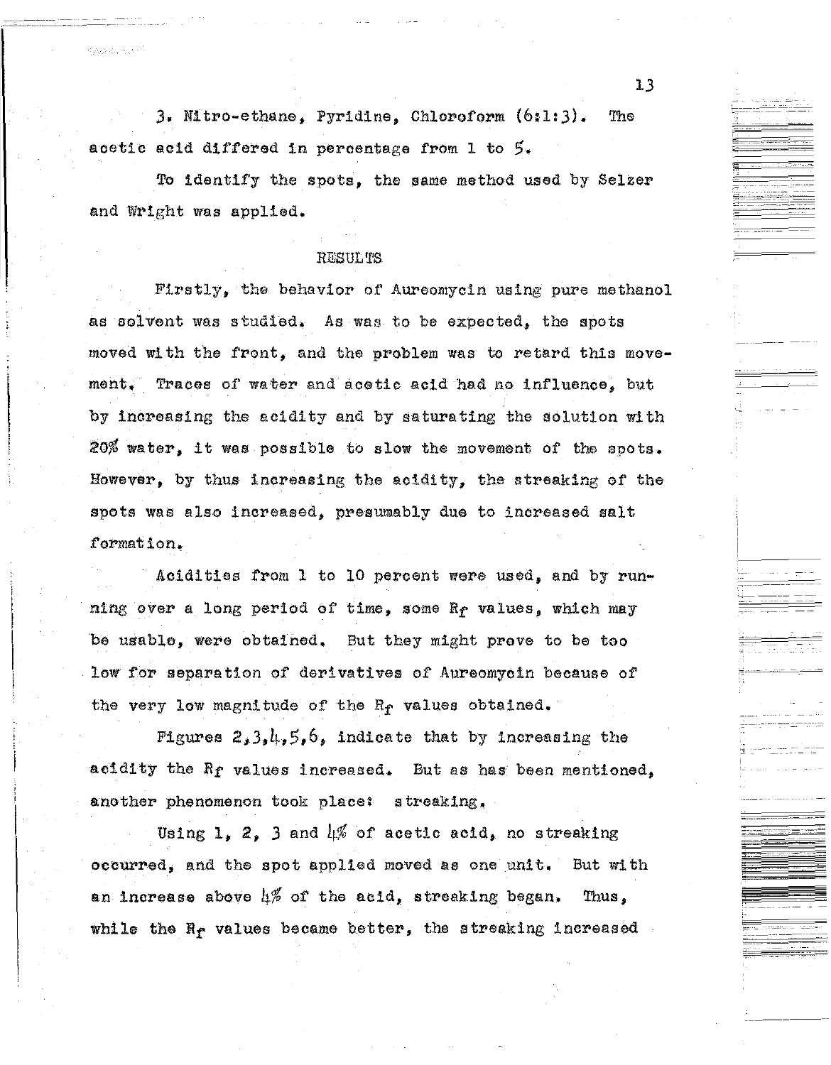3. Nitro-ethane, Pyridine, Chloroform (6:1:3). The acetic acid differed in percentage from 1 to 5.

To identify the spots, the same method used by Selzer and Wright was applied.

## RESULTS

Firstly, the behavior of Aureomycin using pure methanol as solvent was studied. As was to be expected, the spots moved with the front, and the problem was to retard this movement. Traces of water and acetic acid had no influence, but by increasing the acidity and by saturating the solution with 20% water, it was possible to slow the movement of the spots. However, by thus increasing the acidity, the streaking of the spots was also increased, presumably due to increased salt formation.

Acidities from 1 to 10 percent were used, and by running over a long period of time, some $R_f$ values, which may be usable, were obtained. But they might prove to be too low for separation of derivatives of Aureomycin because of the very low magnitude of the $R_f$ values obtained.

Figures 2,3,4,5,6, indicate that by increasing the acidity the $R_f$ values increased. But as has been mentioned, another phenomenon took place: streaking.

Using 1, 2, 3 and 4% of acetic acid, no streaking occurred, and the spot applied moved as one unit. But with an increase above 4% of the acid, streaking began. Thus, while the $R_f$ values became better, the streaking increased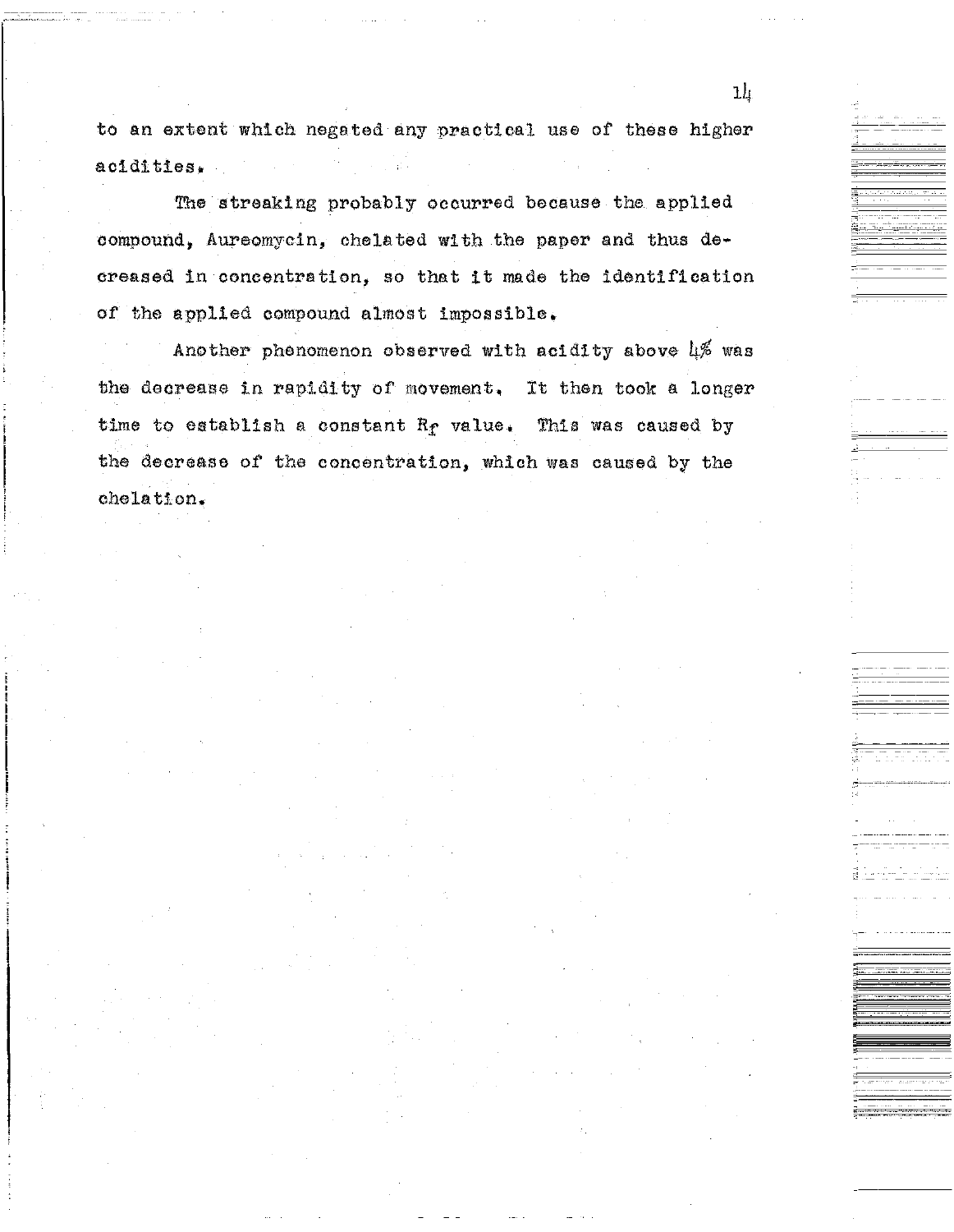to an extent which negated any practical use of these higher acidities.

The streaking probably occurred because the applied compound, Aureomycin, chelated with the paper and thus decreased in concentration, so that it made the identification of the applied compound almost impossible.

Another phenomenon observed with acidity above 4% was the decrease in rapidity of movement. It then took a longer time to establish a constant $R_f$ value. This was caused by the decrease of the concentration, which was caused by the chelation.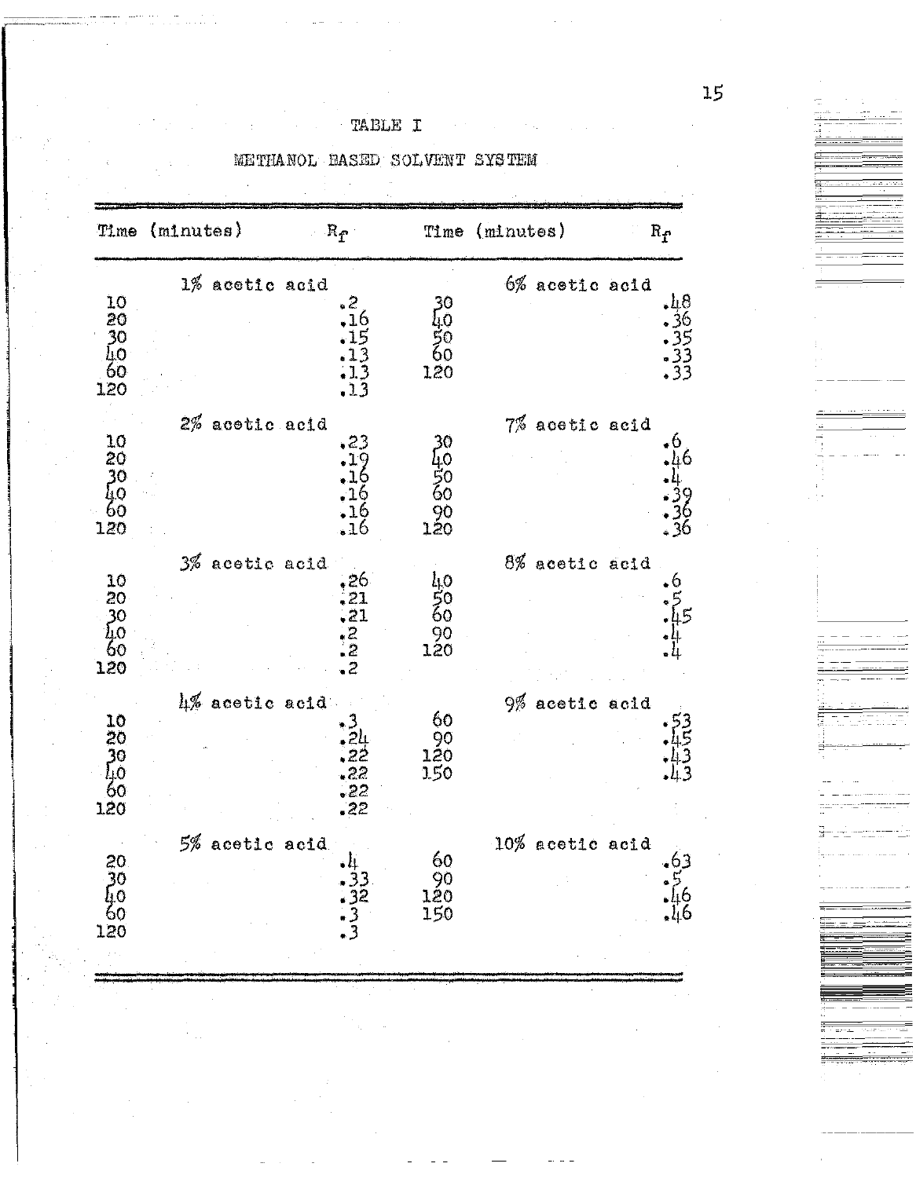TABLE I

METHANOL BASED SOLVENT SYSTEM

| Time (minutes) | $R_f$ | Time (minutes) | $R_f$ |
|---|---|---|---|
| 1% acetic acid | | 6% acetic acid | |
| 10 | .2 | 30 | .48 |
| 20 | .16 | 40 | .36 |
| 30 | .15 | 50 | .35 |
| 40 | .13 | 60 | .33 |
| 60 | .13 | 120 | .33 |
| 120 | .13 | | |
| 2% acetic acid | | 7% acetic acid | |
| 10 | .23 | 30 | .6 |
| 20 | .19 | 40 | .46 |
| 30 | .16 | 50 | .4 |
| 40 | .16 | 60 | .39 |
| 60 | .16 | 90 | .36 |
| 120 | .16 | 120 | .36 |
| 3% acetic acid | | 8% acetic acid | |
| 10 | .26 | 40 | .6 |
| 20 | .21 | 50 | .5 |
| 30 | .21 | 60 | .45 |
| 40 | .2 | 90 | .4 |
| 60 | .2 | 120 | .4 |
| 120 | .2 | | |
| 4% acetic acid | | 9% acetic acid | |
| 10 | .3 | 60 | .53 |
| 20 | .24 | 90 | .45 |
| 30 | .22 | 120 | .43 |
| 40 | .22 | 150 | .43 |
| 60 | .22 | | |
| 120 | .22 | | |
| 5% acetic acid | | 10% acetic acid | |
| 20 | .4 | 60 | .63 |
| 30 | .33 | 90 | .5 |
| 40 | .32 | 120 | .46 |
| 60 | .3 | 150 | .46 |
| 120 | .3 | | |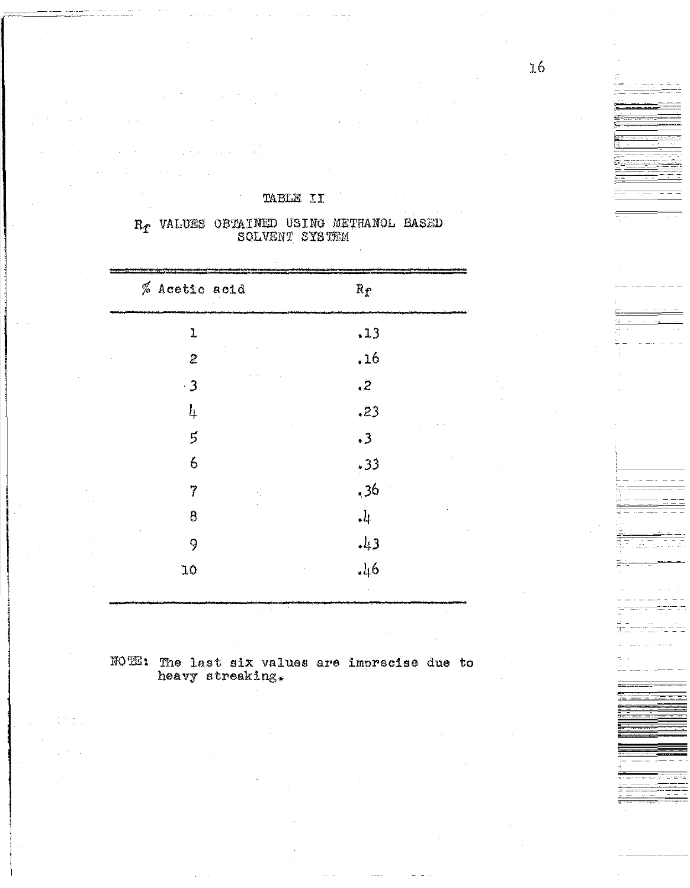## TABLE II

## $R_f$ VALUES OBTAINED USING METHANOL BASED SOLVENT SYSTEM

| % Acetic acid | $R_f$ |
|---|---|
| 1 | .13 |
| 2 | .16 |
| 3 | .2 |
| 4 | .23 |
| 5 | .3 |
| 6 | .33 |
| 7 | .36 |
| 8 | .4 |
| 9 | .43 |
| 10 | .46 |

NOTE: The last six values are imprecise due to heavy streaking.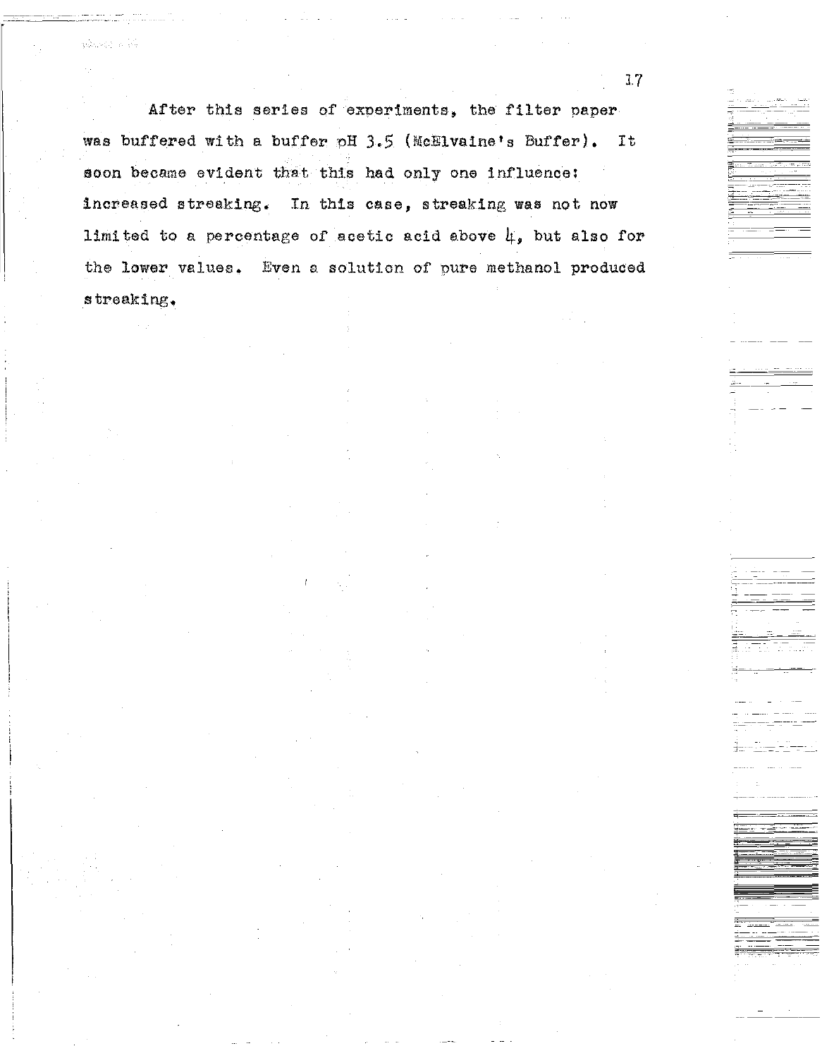After this series of experiments, the filter paper was buffered with a buffer pH 3.5 (McElvaine's Buffer). It soon became evident that this had only one influence: increased streaking. In this case, streaking was not now limited to a percentage of acetic acid above 4, but also for the lower values. Even a solution of pure methanol produced streaking.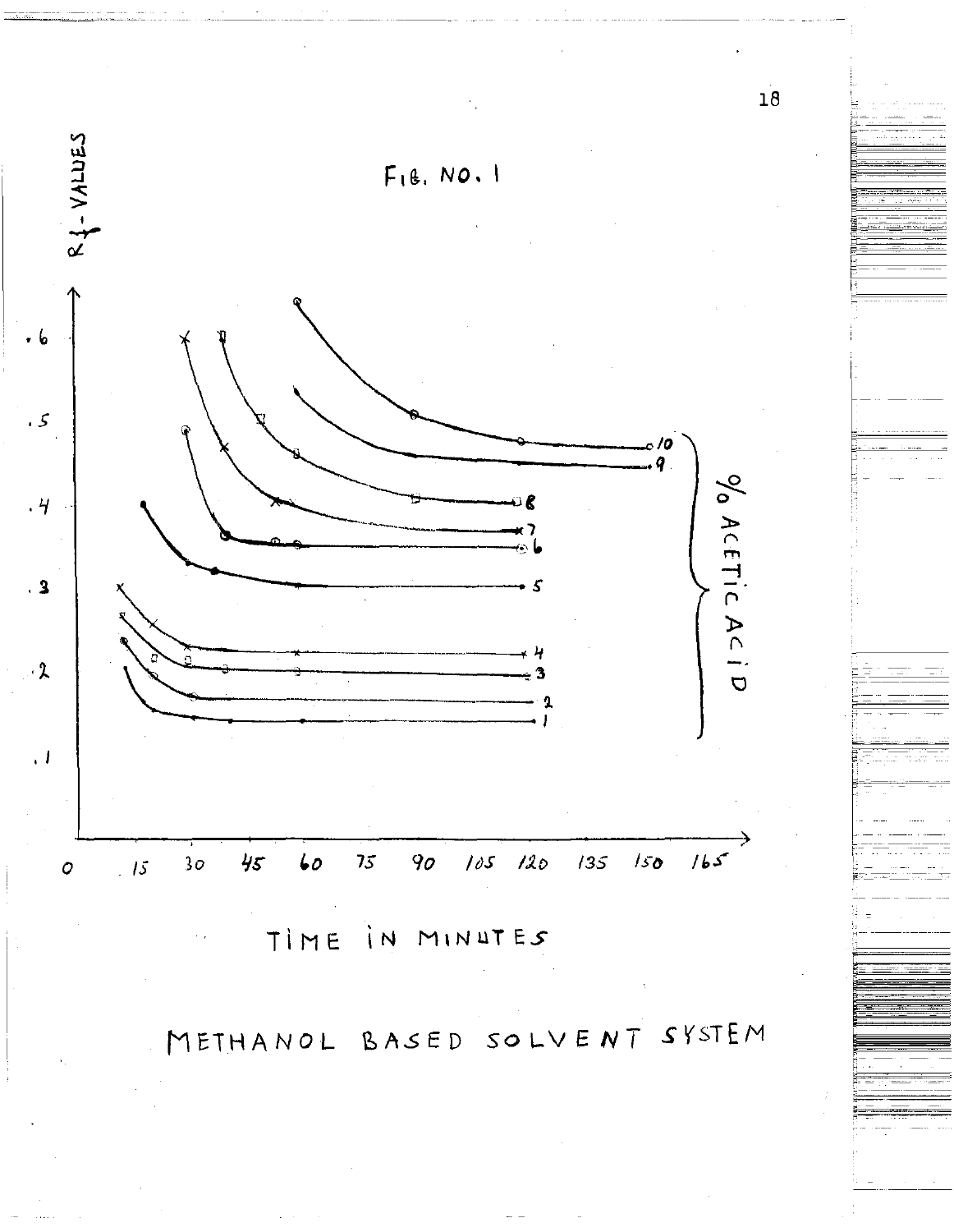FIG. NO. 1

$R_f$-VALUES

% ACETIC ACID

TIME IN MINUTES

METHANOL BASED SOLVENT SYSTEM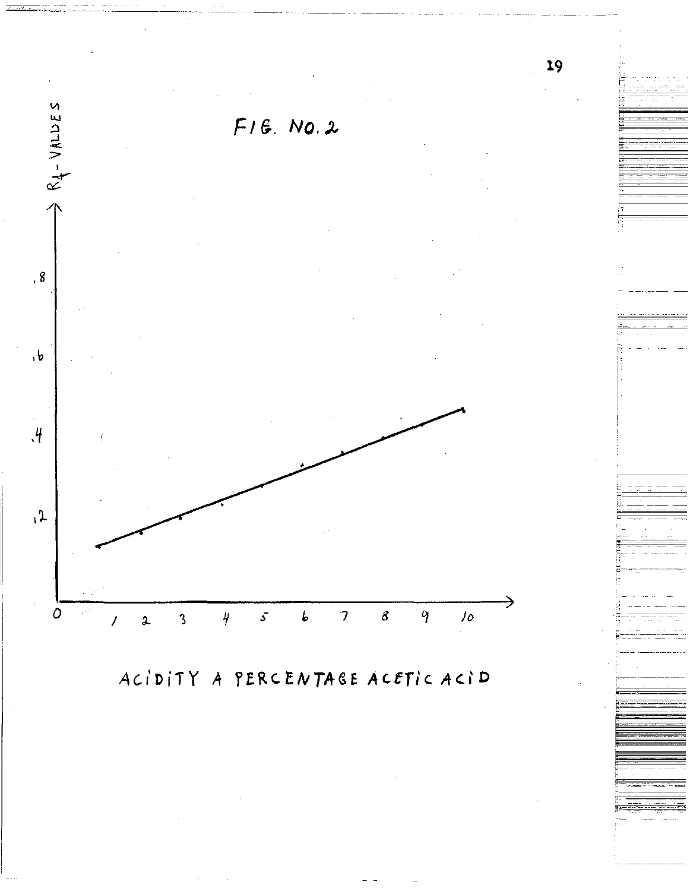FIG. NO. 2

$R_f$-VALUES

.8

.6

.4

.2

0

1 2 3 4 5 6 7 8 9 10

ACIDITY A PERCENTAGE ACETIC ACID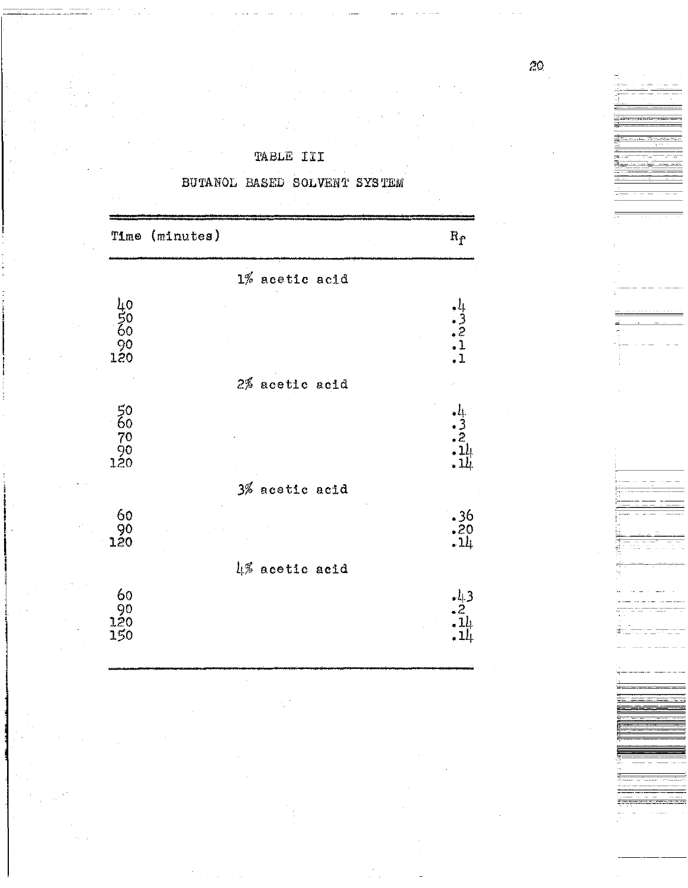TABLE III

BUTANOL BASED SOLVENT SYSTEM

| Time (minutes) | $R_f$ |
|---|---|
| 1% acetic acid | |
| 40 | .4 |
| 50 | .3 |
| 60 | .2 |
| 90 | .1 |
| 120 | .1 |
| 2% acetic acid | |
| 50 | .4 |
| 60 | .3 |
| 70 | .2 |
| 90 | .14 |
| 120 | .14 |
| 3% acetic acid | |
| 60 | .36 |
| 90 | .20 |
| 120 | .14 |
| 4% acetic acid | |
| 60 | .43 |
| 90 | .2 |
| 120 | .14 |
| 150 | .14 |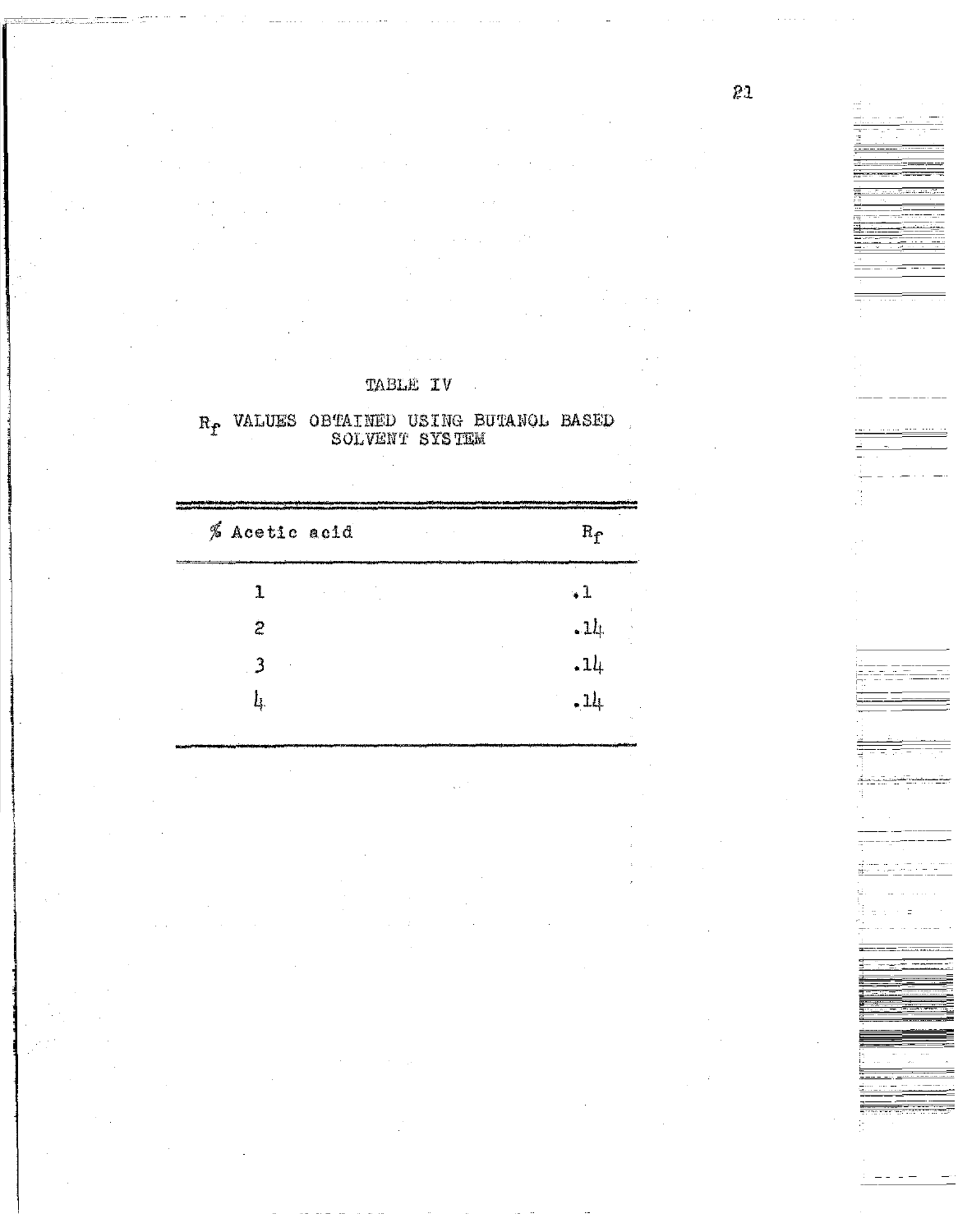TABLE IV

$R_f$ VALUES OBTAINED USING BUTANOL BASED SOLVENT SYSTEM

| % Acetic acid | $R_f$ |
|---|---|
| 1 | .1 |
| 2 | .14 |
| 3 | .14 |
| 4 | .14 |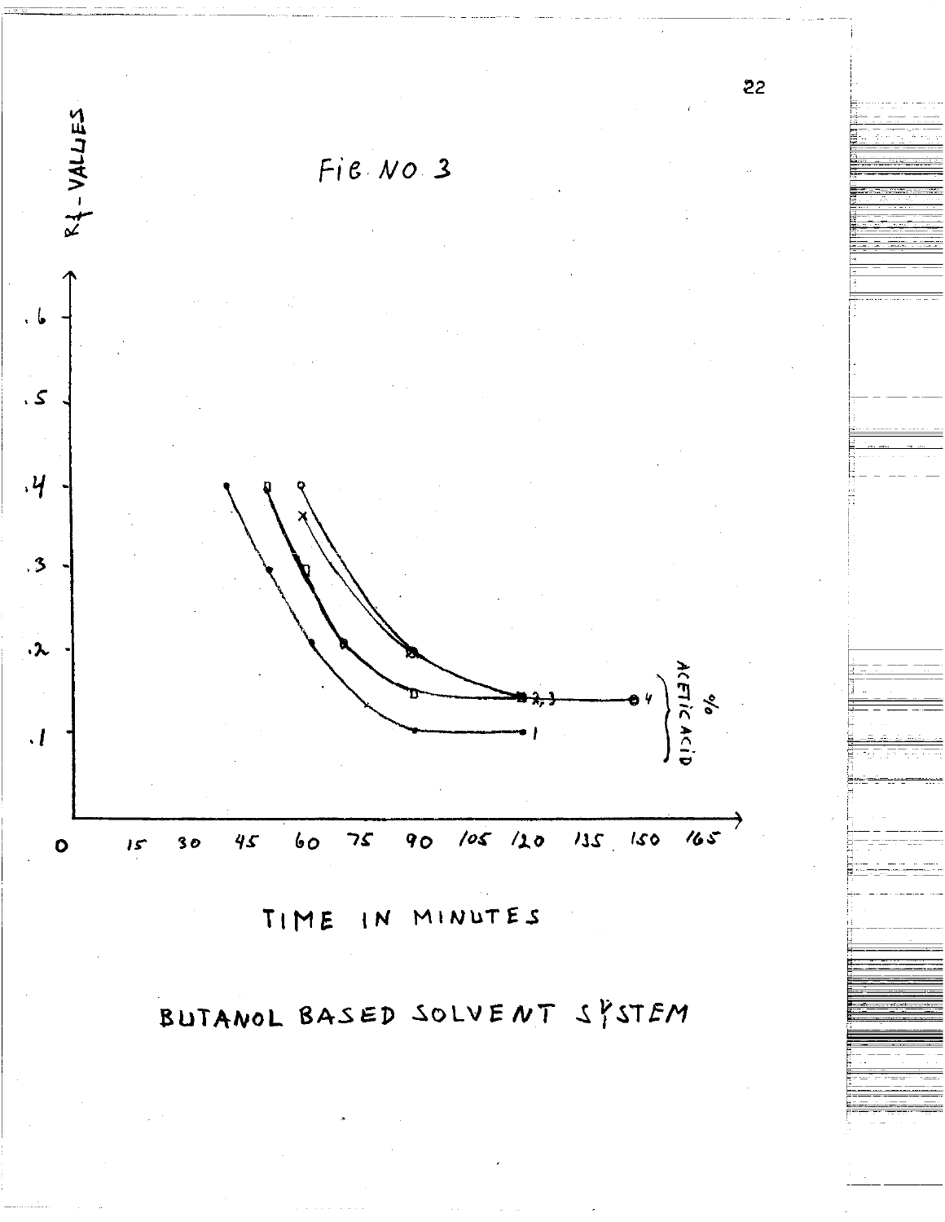Fig No 3

Rf-VALUES

TIME IN MINUTES

BUTANOL BASED SOLVENT SYSTEM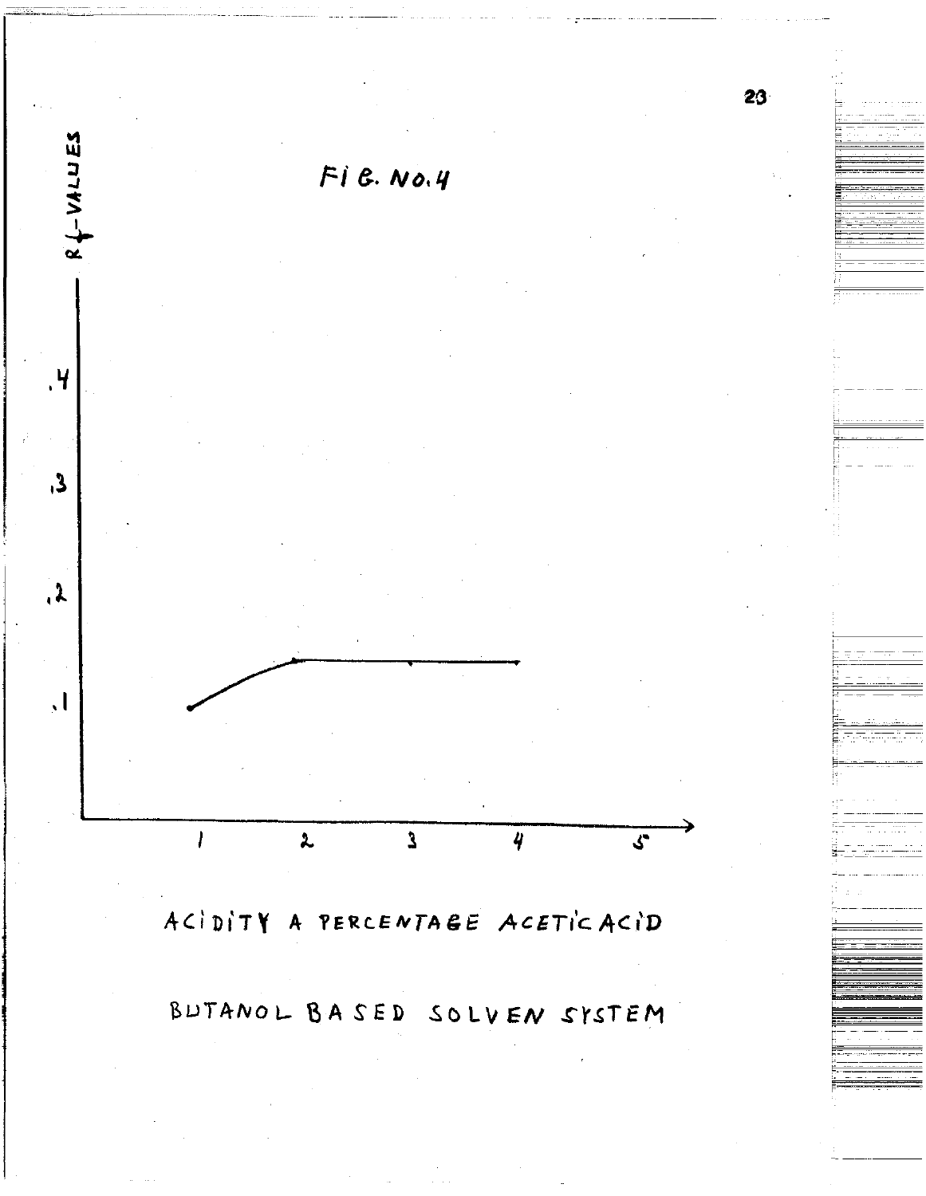FIG. NO. 4

$R_f$-VALUES

.4

.3

.2

.1

1 2 3 4 5

ACIDITY A PERCENTAGE ACETIC ACID

BUTANOL BASED SOLVEN SYSTEM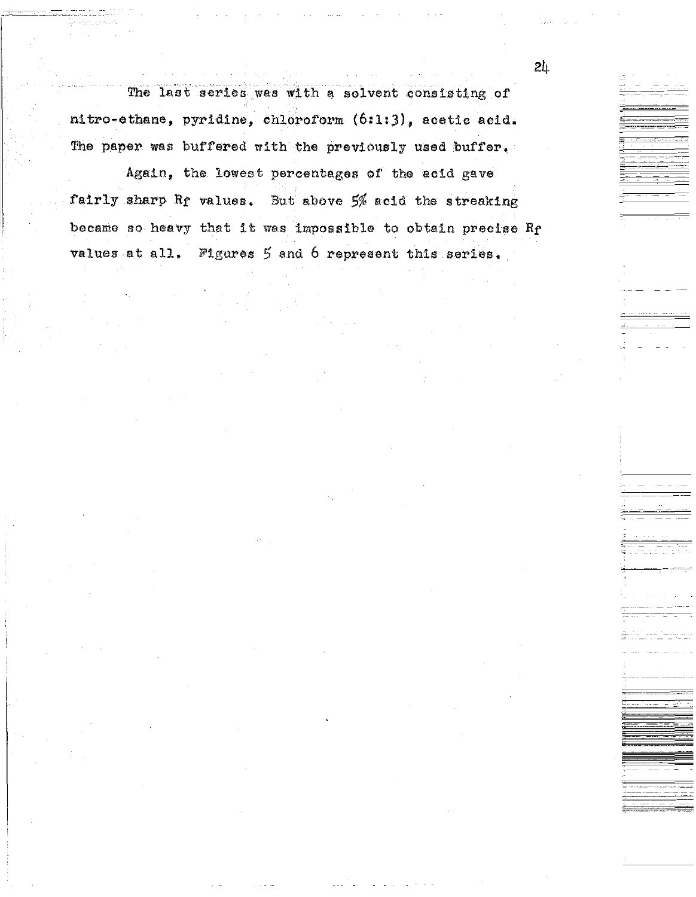The last series was with a solvent consisting of nitro-ethane, pyridine, chloroform (6:1:3), acetic acid. The paper was buffered with the previously used buffer.

Again, the lowest percentages of the acid gave fairly sharp $R_f$ values. But above 5% acid the streaking became so heavy that it was impossible to obtain precise $R_f$ values at all. Figures 5 and 6 represent this series.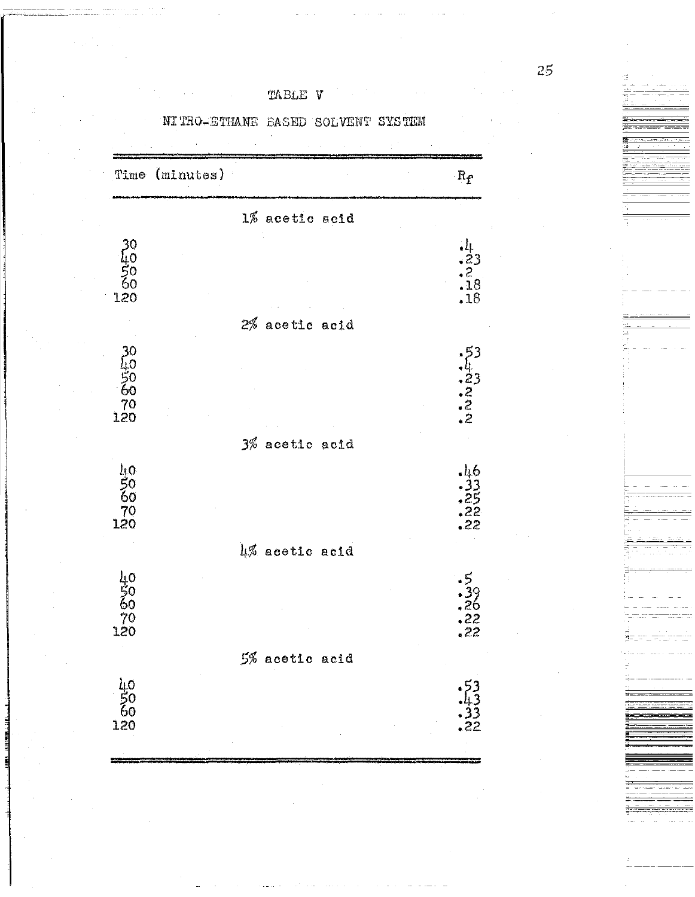## TABLE V

### NITRO-ETHANE BASED SOLVENT SYSTEM

| Time (minutes) | $R_f$ |
|---|---|
| **1% acetic acid** | |
| 30 | .4 |
| 40 | .23 |
| 50 | .2 |
| 60 | .18 |
| 120 | .18 |
| **2% acetic acid** | |
| 30 | .53 |
| 40 | .4 |
| 50 | .23 |
| 60 | .2 |
| 70 | .2 |
| 120 | .2 |
| **3% acetic acid** | |
| 40 | .46 |
| 50 | .33 |
| 60 | .25 |
| 70 | .22 |
| 120 | .22 |
| **4% acetic acid** | |
| 40 | .5 |
| 50 | .39 |
| 60 | .26 |
| 70 | .22 |
| 120 | .22 |
| **5% acetic acid** | |
| 40 | .53 |
| 50 | .43 |
| 60 | .33 |
| 120 | .22 |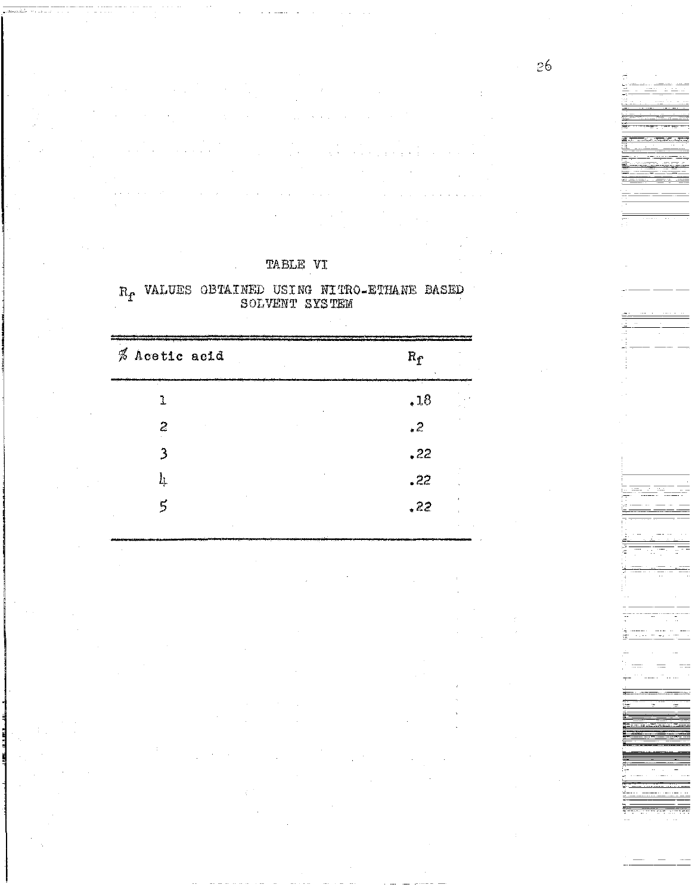TABLE VI

$R_f$ VALUES OBTAINED USING NITRO-ETHANE BASED SOLVENT SYSTEM

| % Acetic acid | $R_f$ |
|---|---|
| 1 | .18 |
| 2 | .2 |
| 3 | .22 |
| 4 | .22 |
| 5 | .22 |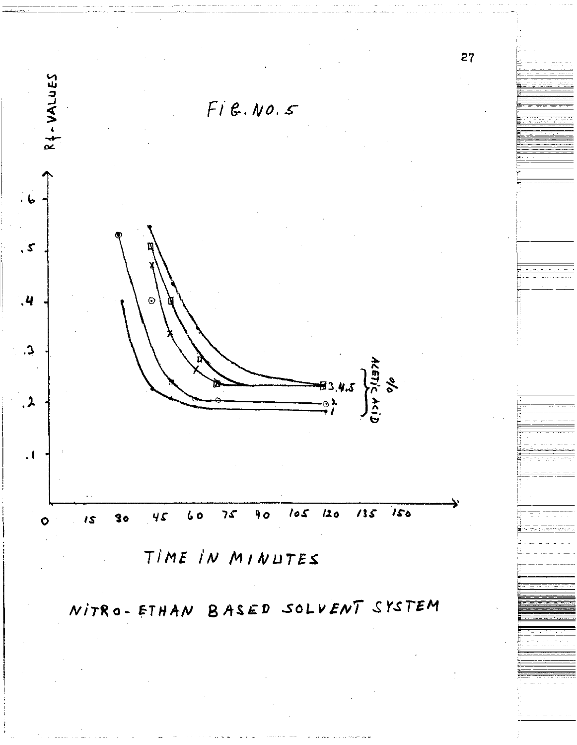FIG. NO. 5

Rf-VALUES

.6

.5

.4

.3

.2

.1

0 15 30 45 60 75 90 105 120 135 150

3,4,5

2

1

% ACETIC ACID

TIME IN MINUTES

NITRO-ETHAN BASED SOLVENT SYSTEM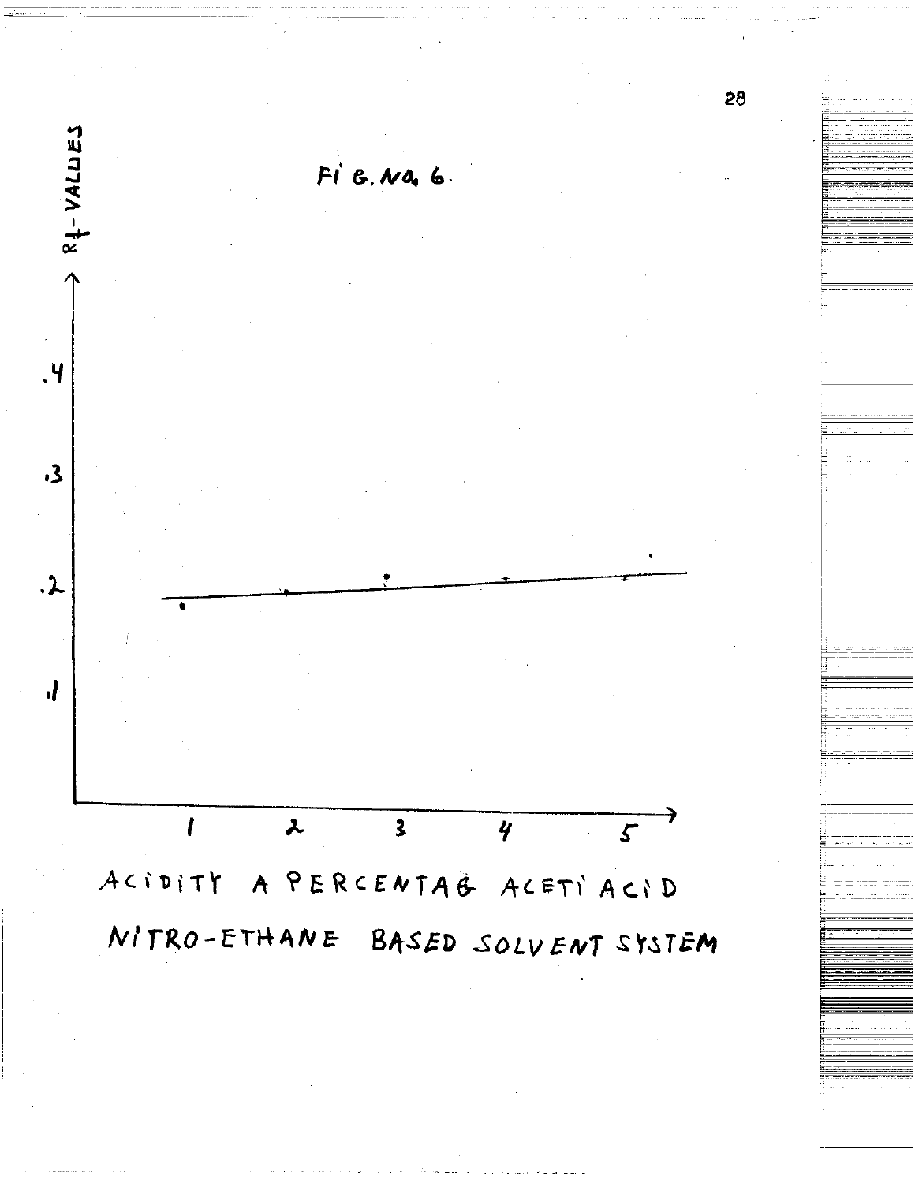FIG. NO. 6.

$R_f$-VALUES

.4

.3

.2

.1

1 2 3 4 5

ACIDITY A PERCENTAG ACETI ACID

NITRO-ETHANE BASED SOLVENT SYSTEM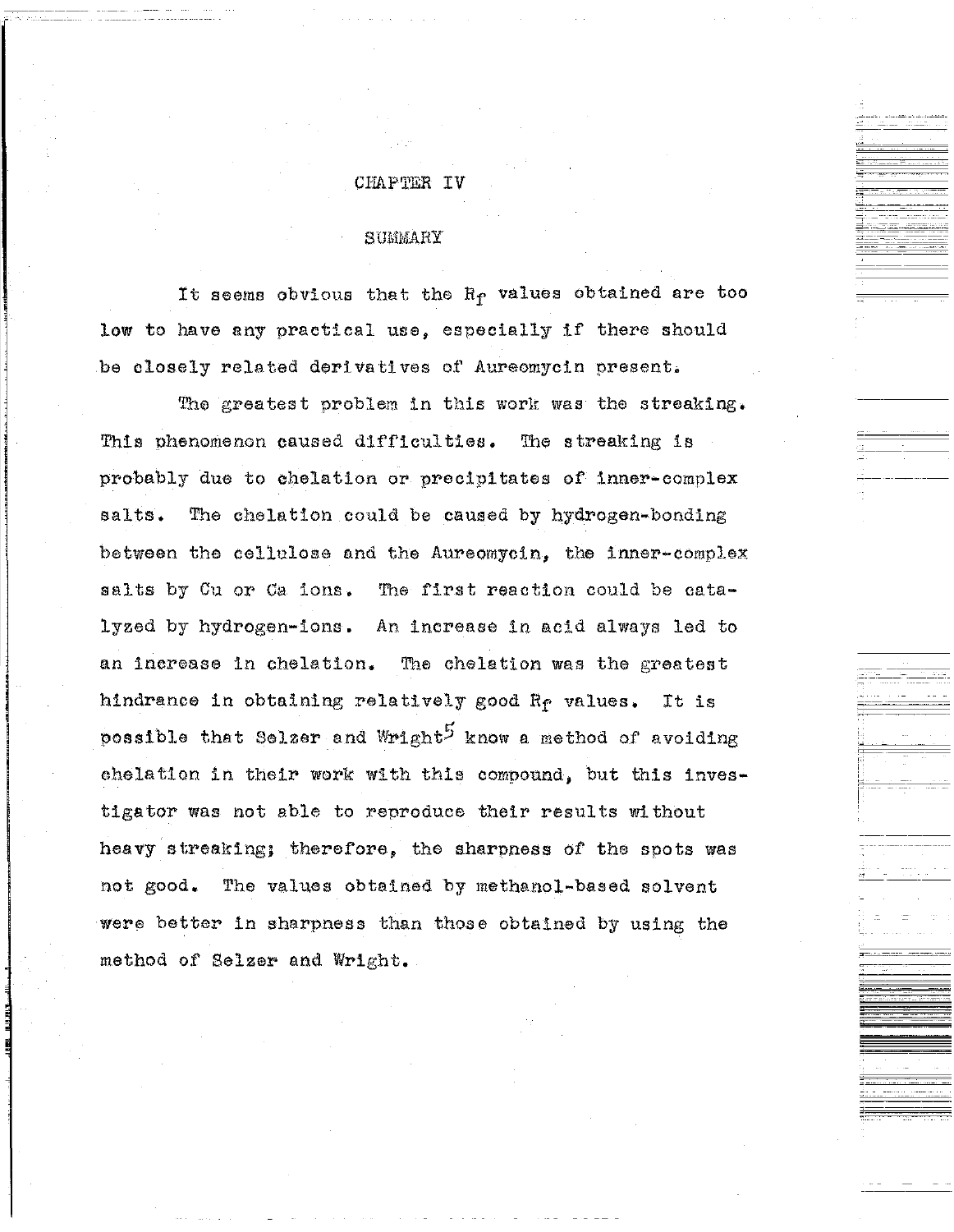# CHAPTER IV

## SUMMARY

It seems obvious that the $R_f$ values obtained are too low to have any practical use, especially if there should be closely related derivatives of Aureomycin present.

The greatest problem in this work was the streaking. This phenomenon caused difficulties. The streaking is probably due to chelation or precipitates of inner-complex salts. The chelation could be caused by hydrogen-bonding between the cellulose and the Aureomycin, the inner-complex salts by Cu or Ca ions. The first reaction could be catalyzed by hydrogen-ions. An increase in acid always led to an increase in chelation. The chelation was the greatest hindrance in obtaining relatively good $R_f$ values. It is possible that Selzer and Wright[5] know a method of avoiding chelation in their work with this compound, but this investigator was not able to reproduce their results without heavy streaking; therefore, the sharpness of the spots was not good. The values obtained by methanol-based solvent were better in sharpness than those obtained by using the method of Selzer and Wright.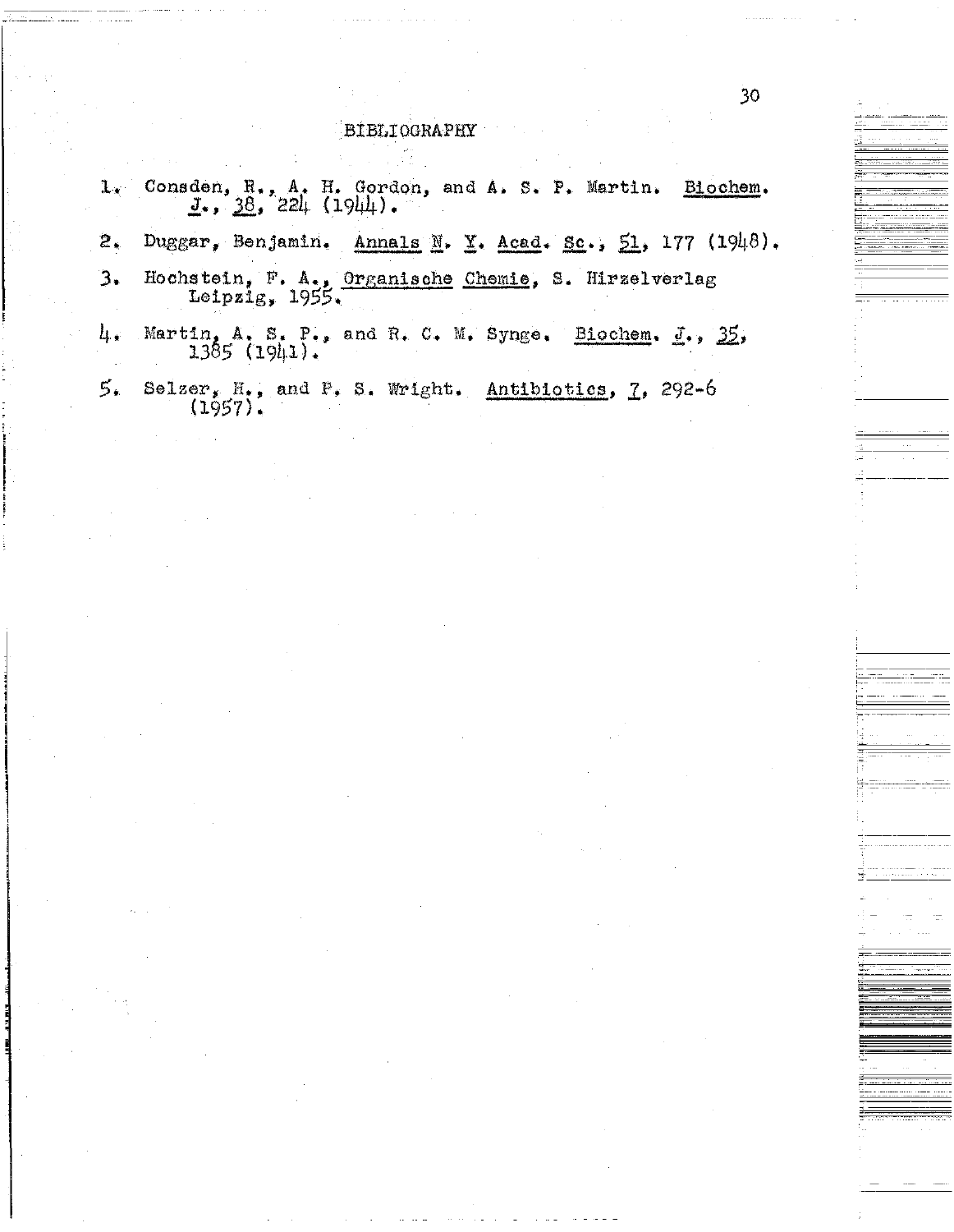# BIBLIOGRAPHY

1. Consden, R., A. H. Gordon, and A. S. P. Martin. _Biochem. J._, _38_, 224 (1944).

2. Duggar, Benjamin. _Annals N. Y. Acad. Sc._, _51_, 177 (1948).

3. Hochstein, F. A., _Organische Chemie_, S. Hirzelverlag Leipzig, 1955.

4. Martin, A. S. P., and R. C. M. Synge. _Biochem. J._, _35_, 1385 (1941).

5. Selzer, H., and P. S. Wright. _Antibiotics_, _7_, 292-6 (1957).